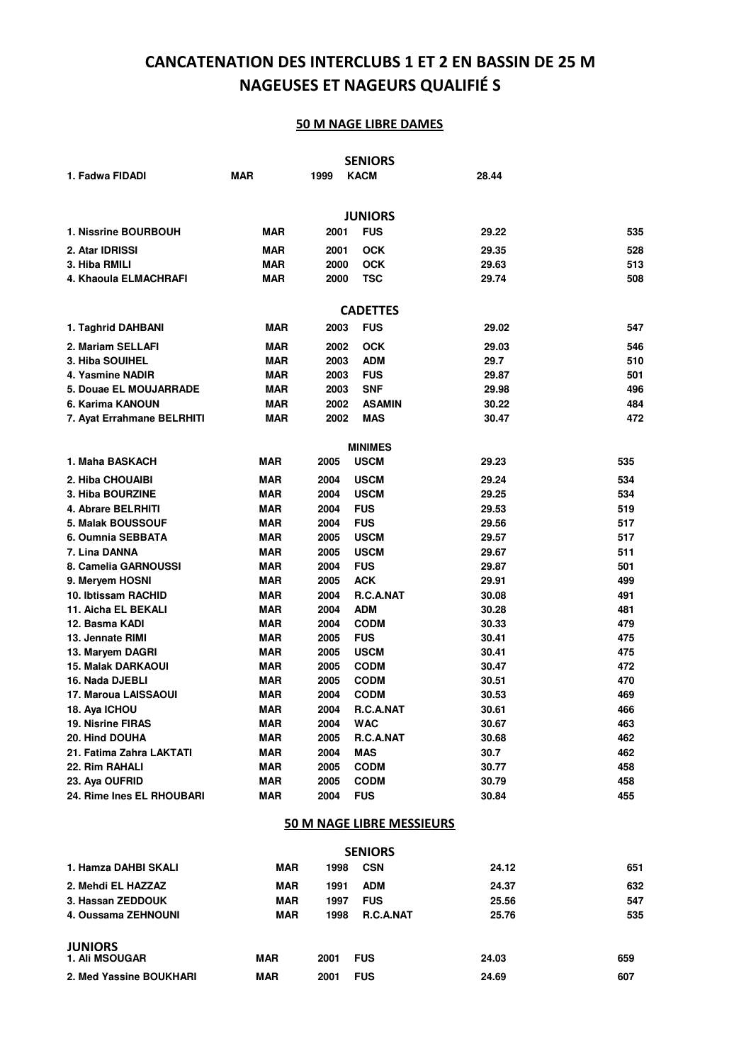# CANCATENATION DES INTERCLUBS 1 ET 2 EN BASSIN DE 25 M
# NAGEUSES ET NAGEURS QUALIFIÉ S

## 50 M NAGE LIBRE DAMES

### SENIORS

| | | | | | |
|---|---|---|---|---|---|
| 1. Fadwa FIDADI | MAR | 1999 | KACM | 28.44 | |

### JUNIORS

| | | | | | |
|---|---|---|---|---|---|
| 1. Nissrine BOURBOUH | MAR | 2001 | FUS | 29.22 | 535 |
| 2. Atar IDRISSI | MAR | 2001 | OCK | 29.35 | 528 |
| 3. Hiba RMILI | MAR | 2000 | OCK | 29.63 | 513 |
| 4. Khaoula ELMACHRAFI | MAR | 2000 | TSC | 29.74 | 508 |

### CADETTES

| | | | | | |
|---|---|---|---|---|---|
| 1. Taghrid DAHBANI | MAR | 2003 | FUS | 29.02 | 547 |
| 2. Mariam SELLAFI | MAR | 2002 | OCK | 29.03 | 546 |
| 3. Hiba SOUIHEL | MAR | 2003 | ADM | 29.7 | 510 |
| 4. Yasmine NADIR | MAR | 2003 | FUS | 29.87 | 501 |
| 5. Douae EL MOUJARRADE | MAR | 2003 | SNF | 29.98 | 496 |
| 6. Karima KANOUN | MAR | 2002 | ASAMIN | 30.22 | 484 |
| 7. Ayat Errahmane BELRHITI | MAR | 2002 | MAS | 30.47 | 472 |

### MINIMES

| | | | | | |
|---|---|---|---|---|---|
| 1. Maha BASKACH | MAR | 2005 | USCM | 29.23 | 535 |
| 2. Hiba CHOUAIBI | MAR | 2004 | USCM | 29.24 | 534 |
| 3. Hiba BOURZINE | MAR | 2004 | USCM | 29.25 | 534 |
| 4. Abrare BELRHITI | MAR | 2004 | FUS | 29.53 | 519 |
| 5. Malak BOUSSOUF | MAR | 2004 | FUS | 29.56 | 517 |
| 6. Oumnia SEBBATA | MAR | 2005 | USCM | 29.57 | 517 |
| 7. Lina DANNA | MAR | 2005 | USCM | 29.67 | 511 |
| 8. Camelia GARNOUSSI | MAR | 2004 | FUS | 29.87 | 501 |
| 9. Meryem HOSNI | MAR | 2005 | ACK | 29.91 | 499 |
| 10. Ibtissam RACHID | MAR | 2004 | R.C.A.NAT | 30.08 | 491 |
| 11. Aicha EL BEKALI | MAR | 2004 | ADM | 30.28 | 481 |
| 12. Basma KADI | MAR | 2004 | CODM | 30.33 | 479 |
| 13. Jennate RIMI | MAR | 2005 | FUS | 30.41 | 475 |
| 13. Maryem DAGRI | MAR | 2005 | USCM | 30.41 | 475 |
| 15. Malak DARKAOUI | MAR | 2005 | CODM | 30.47 | 472 |
| 16. Nada DJEBLI | MAR | 2005 | CODM | 30.51 | 470 |
| 17. Maroua LAISSAOUI | MAR | 2004 | CODM | 30.53 | 469 |
| 18. Aya ICHOU | MAR | 2004 | R.C.A.NAT | 30.61 | 466 |
| 19. Nisrine FIRAS | MAR | 2004 | WAC | 30.67 | 463 |
| 20. Hind DOUHA | MAR | 2005 | R.C.A.NAT | 30.68 | 462 |
| 21. Fatima Zahra LAKTATI | MAR | 2004 | MAS | 30.7 | 462 |
| 22. Rim RAHALI | MAR | 2005 | CODM | 30.77 | 458 |
| 23. Aya OUFRID | MAR | 2005 | CODM | 30.79 | 458 |
| 24. Rime Ines EL RHOUBARI | MAR | 2004 | FUS | 30.84 | 455 |

## 50 M NAGE LIBRE MESSIEURS

### SENIORS

| | | | | | |
|---|---|---|---|---|---|
| 1. Hamza DAHBI SKALI | MAR | 1998 | CSN | 24.12 | 651 |
| 2. Mehdi EL HAZZAZ | MAR | 1991 | ADM | 24.37 | 632 |
| 3. Hassan ZEDDOUK | MAR | 1997 | FUS | 25.56 | 547 |
| 4. Oussama ZEHNOUNI | MAR | 1998 | R.C.A.NAT | 25.76 | 535 |

### JUNIORS

| | | | | | |
|---|---|---|---|---|---|
| 1. Ali MSOUGAR | MAR | 2001 | FUS | 24.03 | 659 |
| 2. Med Yassine BOUKHARI | MAR | 2001 | FUS | 24.69 | 607 |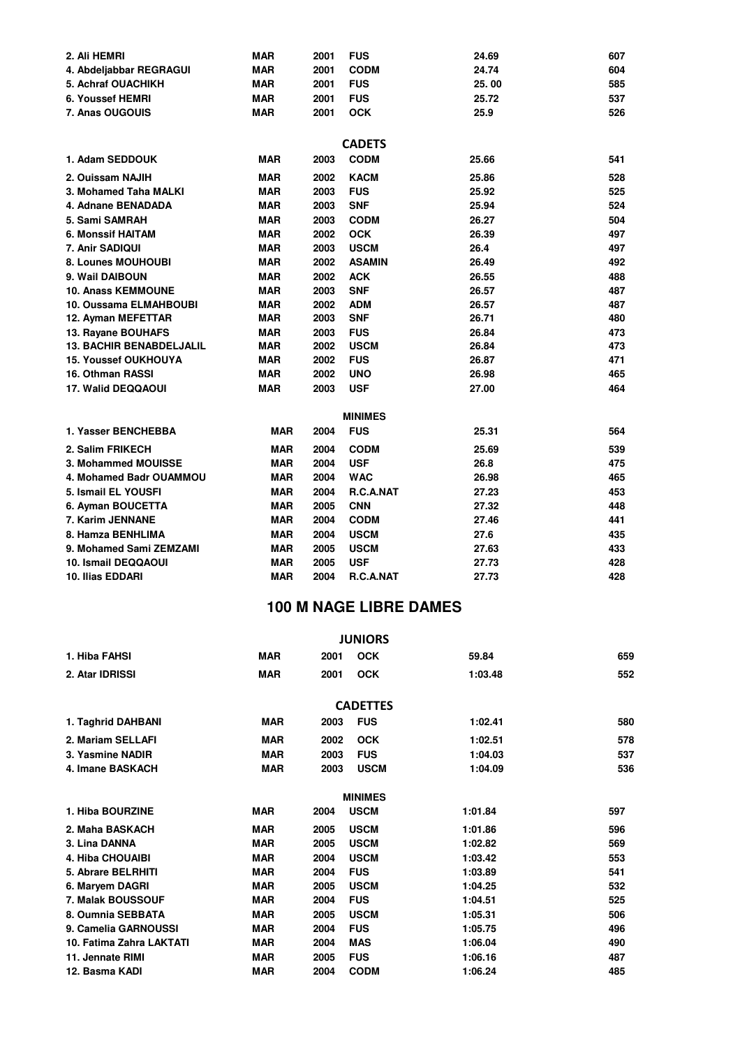| | | | | | |
|---|---|---|---|---|---|
| 2. Ali HEMRI | MAR | 2001 | FUS | 24.69 | 607 |
| 4. Abdeljabbar REGRAGUI | MAR | 2001 | CODM | 24.74 | 604 |
| 5. Achraf OUACHIKH | MAR | 2001 | FUS | 25. 00 | 585 |
| 6. Youssef HEMRI | MAR | 2001 | FUS | 25.72 | 537 |
| 7. Anas OUGOUIS | MAR | 2001 | OCK | 25.9 | 526 |

**CADETS**

| | | | | | |
|---|---|---|---|---|---|
| 1. Adam SEDDOUK | MAR | 2003 | CODM | 25.66 | 541 |
| 2. Ouissam NAJIH | MAR | 2002 | KACM | 25.86 | 528 |
| 3. Mohamed Taha MALKI | MAR | 2003 | FUS | 25.92 | 525 |
| 4. Adnane BENADADA | MAR | 2003 | SNF | 25.94 | 524 |
| 5. Sami SAMRAH | MAR | 2003 | CODM | 26.27 | 504 |
| 6. Monssif HAITAM | MAR | 2002 | OCK | 26.39 | 497 |
| 7. Anir SADIQUI | MAR | 2003 | USCM | 26.4 | 497 |
| 8. Lounes MOUHOUBI | MAR | 2002 | ASAMIN | 26.49 | 492 |
| 9. Wail DAIBOUN | MAR | 2002 | ACK | 26.55 | 488 |
| 10. Anass KEMMOUNE | MAR | 2003 | SNF | 26.57 | 487 |
| 10. Oussama ELMAHBOUBI | MAR | 2002 | ADM | 26.57 | 487 |
| 12. Ayman MEFETTAR | MAR | 2003 | SNF | 26.71 | 480 |
| 13. Rayane BOUHAFS | MAR | 2003 | FUS | 26.84 | 473 |
| 13. BACHIR BENABDELJALIL | MAR | 2002 | USCM | 26.84 | 473 |
| 15. Youssef OUKHOUYA | MAR | 2002 | FUS | 26.87 | 471 |
| 16. Othman RASSI | MAR | 2002 | UNO | 26.98 | 465 |
| 17. Walid DEQQAOUI | MAR | 2003 | USF | 27.00 | 464 |

**MINIMES**

| | | | | | |
|---|---|---|---|---|---|
| 1. Yasser BENCHEBBA | MAR | 2004 | FUS | 25.31 | 564 |
| 2. Salim FRIKECH | MAR | 2004 | CODM | 25.69 | 539 |
| 3. Mohammed MOUISSE | MAR | 2004 | USF | 26.8 | 475 |
| 4. Mohamed Badr OUAMMOU | MAR | 2004 | WAC | 26.98 | 465 |
| 5. Ismail EL YOUSFI | MAR | 2004 | R.C.A.NAT | 27.23 | 453 |
| 6. Ayman BOUCETTA | MAR | 2005 | CNN | 27.32 | 448 |
| 7. Karim JENNANE | MAR | 2004 | CODM | 27.46 | 441 |
| 8. Hamza BENHLIMA | MAR | 2004 | USCM | 27.6 | 435 |
| 9. Mohamed Sami ZEMZAMI | MAR | 2005 | USCM | 27.63 | 433 |
| 10. Ismail DEQQAOUI | MAR | 2005 | USF | 27.73 | 428 |
| 10. Ilias EDDARI | MAR | 2004 | R.C.A.NAT | 27.73 | 428 |

## 100 M NAGE LIBRE DAMES

**JUNIORS**

| | | | | | |
|---|---|---|---|---|---|
| 1. Hiba FAHSI | MAR | 2001 | OCK | 59.84 | 659 |
| 2. Atar IDRISSI | MAR | 2001 | OCK | 1:03.48 | 552 |

**CADETTES**

| | | | | | |
|---|---|---|---|---|---|
| 1. Taghrid DAHBANI | MAR | 2003 | FUS | 1:02.41 | 580 |
| 2. Mariam SELLAFI | MAR | 2002 | OCK | 1:02.51 | 578 |
| 3. Yasmine NADIR | MAR | 2003 | FUS | 1:04.03 | 537 |
| 4. Imane BASKACH | MAR | 2003 | USCM | 1:04.09 | 536 |

**MINIMES**

| | | | | | |
|---|---|---|---|---|---|
| 1. Hiba BOURZINE | MAR | 2004 | USCM | 1:01.84 | 597 |
| 2. Maha BASKACH | MAR | 2005 | USCM | 1:01.86 | 596 |
| 3. Lina DANNA | MAR | 2005 | USCM | 1:02.82 | 569 |
| 4. Hiba CHOUAIBI | MAR | 2004 | USCM | 1:03.42 | 553 |
| 5. Abrare BELRHITI | MAR | 2004 | FUS | 1:03.89 | 541 |
| 6. Maryem DAGRI | MAR | 2005 | USCM | 1:04.25 | 532 |
| 7. Malak BOUSSOUF | MAR | 2004 | FUS | 1:04.51 | 525 |
| 8. Oumnia SEBBATA | MAR | 2005 | USCM | 1:05.31 | 506 |
| 9. Camelia GARNOUSSI | MAR | 2004 | FUS | 1:05.75 | 496 |
| 10. Fatima Zahra LAKTATI | MAR | 2004 | MAS | 1:06.04 | 490 |
| 11. Jennate RIMI | MAR | 2005 | FUS | 1:06.16 | 487 |
| 12. Basma KADI | MAR | 2004 | CODM | 1:06.24 | 485 |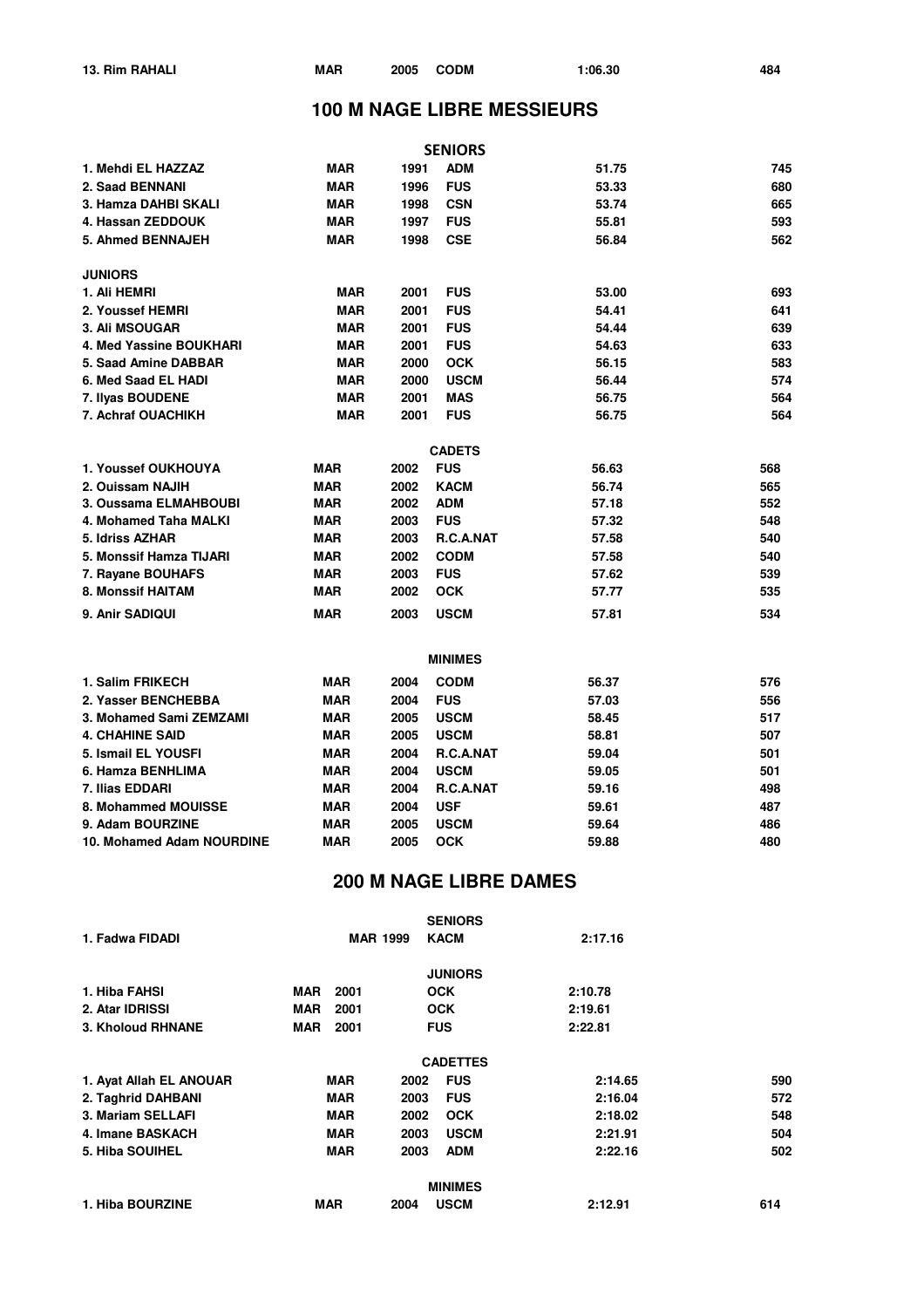| 13. Rim RAHALI | MAR | 2005 | CODM | 1:06.30 | 484 |
|---|---|---|---|---|---|

## 100 M NAGE LIBRE MESSIEURS

**SENIORS**

| | | | | | |
|---|---|---|---|---|---|
| 1. Mehdi EL HAZZAZ | MAR | 1991 | ADM | 51.75 | 745 |
| 2. Saad BENNANI | MAR | 1996 | FUS | 53.33 | 680 |
| 3. Hamza DAHBI SKALI | MAR | 1998 | CSN | 53.74 | 665 |
| 4. Hassan ZEDDOUK | MAR | 1997 | FUS | 55.81 | 593 |
| 5. Ahmed BENNAJEH | MAR | 1998 | CSE | 56.84 | 562 |

**JUNIORS**

| | | | | | |
|---|---|---|---|---|---|
| 1. Ali HEMRI | MAR | 2001 | FUS | 53.00 | 693 |
| 2. Youssef HEMRI | MAR | 2001 | FUS | 54.41 | 641 |
| 3. Ali MSOUGAR | MAR | 2001 | FUS | 54.44 | 639 |
| 4. Med Yassine BOUKHARI | MAR | 2001 | FUS | 54.63 | 633 |
| 5. Saad Amine DABBAR | MAR | 2000 | OCK | 56.15 | 583 |
| 6. Med Saad EL HADI | MAR | 2000 | USCM | 56.44 | 574 |
| 7. Ilyas BOUDENE | MAR | 2001 | MAS | 56.75 | 564 |
| 7. Achraf OUACHIKH | MAR | 2001 | FUS | 56.75 | 564 |

**CADETS**

| | | | | | |
|---|---|---|---|---|---|
| 1. Youssef OUKHOUYA | MAR | 2002 | FUS | 56.63 | 568 |
| 2. Ouissam NAJIH | MAR | 2002 | KACM | 56.74 | 565 |
| 3. Oussama ELMAHBOUBI | MAR | 2002 | ADM | 57.18 | 552 |
| 4. Mohamed Taha MALKI | MAR | 2003 | FUS | 57.32 | 548 |
| 5. Idriss AZHAR | MAR | 2003 | R.C.A.NAT | 57.58 | 540 |
| 5. Monssif Hamza TIJARI | MAR | 2002 | CODM | 57.58 | 540 |
| 7. Rayane BOUHAFS | MAR | 2003 | FUS | 57.62 | 539 |
| 8. Monssif HAITAM | MAR | 2002 | OCK | 57.77 | 535 |
| 9. Anir SADIQUI | MAR | 2003 | USCM | 57.81 | 534 |

**MINIMES**

| | | | | | |
|---|---|---|---|---|---|
| 1. Salim FRIKECH | MAR | 2004 | CODM | 56.37 | 576 |
| 2. Yasser BENCHEBBA | MAR | 2004 | FUS | 57.03 | 556 |
| 3. Mohamed Sami ZEMZAMI | MAR | 2005 | USCM | 58.45 | 517 |
| 4. CHAHINE SAID | MAR | 2005 | USCM | 58.81 | 507 |
| 5. Ismail EL YOUSFI | MAR | 2004 | R.C.A.NAT | 59.04 | 501 |
| 6. Hamza BENHLIMA | MAR | 2004 | USCM | 59.05 | 501 |
| 7. Ilias EDDARI | MAR | 2004 | R.C.A.NAT | 59.16 | 498 |
| 8. Mohammed MOUISSE | MAR | 2004 | USF | 59.61 | 487 |
| 9. Adam BOURZINE | MAR | 2005 | USCM | 59.64 | 486 |
| 10. Mohamed Adam NOURDINE | MAR | 2005 | OCK | 59.88 | 480 |

## 200 M NAGE LIBRE DAMES

**SENIORS**

| | | | | | |
|---|---|---|---|---|---|
| 1. Fadwa FIDADI | MAR | 1999 | KACM | 2:17.16 | |

**JUNIORS**

| | | | | | |
|---|---|---|---|---|---|
| 1. Hiba FAHSI | MAR | 2001 | OCK | 2:10.78 | |
| 2. Atar IDRISSI | MAR | 2001 | OCK | 2:19.61 | |
| 3. Kholoud RHNANE | MAR | 2001 | FUS | 2:22.81 | |

**CADETTES**

| | | | | | |
|---|---|---|---|---|---|
| 1. Ayat Allah EL ANOUAR | MAR | 2002 | FUS | 2:14.65 | 590 |
| 2. Taghrid DAHBANI | MAR | 2003 | FUS | 2:16.04 | 572 |
| 3. Mariam SELLAFI | MAR | 2002 | OCK | 2:18.02 | 548 |
| 4. Imane BASKACH | MAR | 2003 | USCM | 2:21.91 | 504 |
| 5. Hiba SOUIHEL | MAR | 2003 | ADM | 2:22.16 | 502 |

**MINIMES**

| | | | | | |
|---|---|---|---|---|---|
| 1. Hiba BOURZINE | MAR | 2004 | USCM | 2:12.91 | 614 |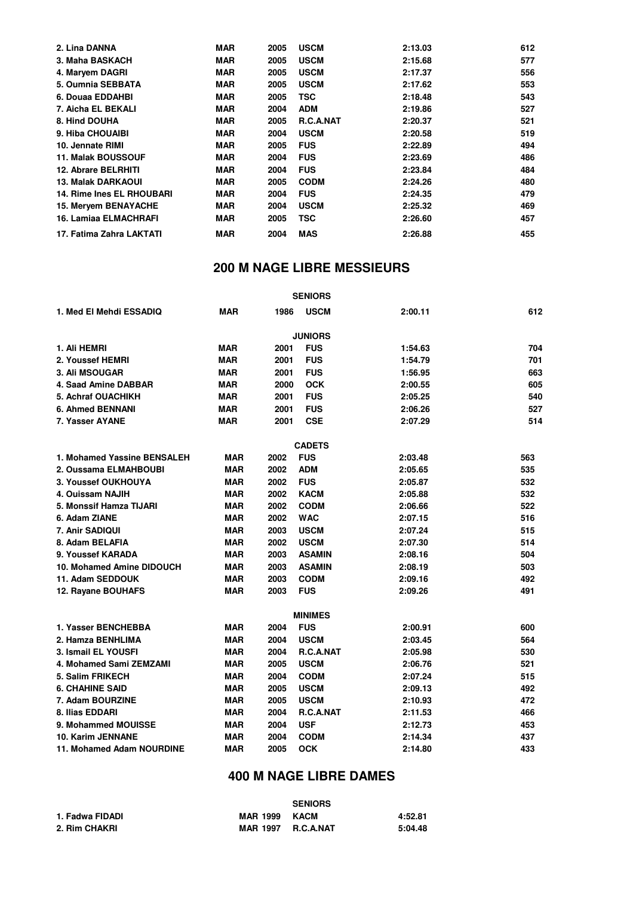| | | | | | |
|---|---|---|---|---|---|
| 2. Lina DANNA | MAR | 2005 | USCM | 2:13.03 | 612 |
| 3. Maha BASKACH | MAR | 2005 | USCM | 2:15.68 | 577 |
| 4. Maryem DAGRI | MAR | 2005 | USCM | 2:17.37 | 556 |
| 5. Oumnia SEBBATA | MAR | 2005 | USCM | 2:17.62 | 553 |
| 6. Douaa EDDAHBI | MAR | 2005 | TSC | 2:18.48 | 543 |
| 7. Aicha EL BEKALI | MAR | 2004 | ADM | 2:19.86 | 527 |
| 8. Hind DOUHA | MAR | 2005 | R.C.A.NAT | 2:20.37 | 521 |
| 9. Hiba CHOUAIBI | MAR | 2004 | USCM | 2:20.58 | 519 |
| 10. Jennate RIMI | MAR | 2005 | FUS | 2:22.89 | 494 |
| 11. Malak BOUSSOUF | MAR | 2004 | FUS | 2:23.69 | 486 |
| 12. Abrare BELRHITI | MAR | 2004 | FUS | 2:23.84 | 484 |
| 13. Malak DARKAOUI | MAR | 2005 | CODM | 2:24.26 | 480 |
| 14. Rime Ines EL RHOUBARI | MAR | 2004 | FUS | 2:24.35 | 479 |
| 15. Meryem BENAYACHE | MAR | 2004 | USCM | 2:25.32 | 469 |
| 16. Lamiaa ELMACHRAFI | MAR | 2005 | TSC | 2:26.60 | 457 |
| 17. Fatima Zahra LAKTATI | MAR | 2004 | MAS | 2:26.88 | 455 |

## 200 M NAGE LIBRE MESSIEURS

| | | | | | |
|---|---|---|---|---|---|
| | | | **SENIORS** | | |
| 1. Med El Mehdi ESSADIQ | MAR | 1986 | USCM | 2:00.11 | 612 |
| | | | **JUNIORS** | | |
| 1. Ali HEMRI | MAR | 2001 | FUS | 1:54.63 | 704 |
| 2. Youssef HEMRI | MAR | 2001 | FUS | 1:54.79 | 701 |
| 3. Ali MSOUGAR | MAR | 2001 | FUS | 1:56.95 | 663 |
| 4. Saad Amine DABBAR | MAR | 2000 | OCK | 2:00.55 | 605 |
| 5. Achraf OUACHIKH | MAR | 2001 | FUS | 2:05.25 | 540 |
| 6. Ahmed BENNANI | MAR | 2001 | FUS | 2:06.26 | 527 |
| 7. Yasser AYANE | MAR | 2001 | CSE | 2:07.29 | 514 |
| | | | **CADETS** | | |
| 1. Mohamed Yassine BENSALEH | MAR | 2002 | FUS | 2:03.48 | 563 |
| 2. Oussama ELMAHBOUBI | MAR | 2002 | ADM | 2:05.65 | 535 |
| 3. Youssef OUKHOUYA | MAR | 2002 | FUS | 2:05.87 | 532 |
| 4. Ouissam NAJIH | MAR | 2002 | KACM | 2:05.88 | 532 |
| 5. Monssif Hamza TIJARI | MAR | 2002 | CODM | 2:06.66 | 522 |
| 6. Adam ZIANE | MAR | 2002 | WAC | 2:07.15 | 516 |
| 7. Anir SADIQUI | MAR | 2003 | USCM | 2:07.24 | 515 |
| 8. Adam BELAFIA | MAR | 2002 | USCM | 2:07.30 | 514 |
| 9. Youssef KARADA | MAR | 2003 | ASAMIN | 2:08.16 | 504 |
| 10. Mohamed Amine DIDOUCH | MAR | 2003 | ASAMIN | 2:08.19 | 503 |
| 11. Adam SEDDOUK | MAR | 2003 | CODM | 2:09.16 | 492 |
| 12. Rayane BOUHAFS | MAR | 2003 | FUS | 2:09.26 | 491 |
| | | | **MINIMES** | | |
| 1. Yasser BENCHEBBA | MAR | 2004 | FUS | 2:00.91 | 600 |
| 2. Hamza BENHLIMA | MAR | 2004 | USCM | 2:03.45 | 564 |
| 3. Ismail EL YOUSFI | MAR | 2004 | R.C.A.NAT | 2:05.98 | 530 |
| 4. Mohamed Sami ZEMZAMI | MAR | 2005 | USCM | 2:06.76 | 521 |
| 5. Salim FRIKECH | MAR | 2004 | CODM | 2:07.24 | 515 |
| 6. CHAHINE SAID | MAR | 2005 | USCM | 2:09.13 | 492 |
| 7. Adam BOURZINE | MAR | 2005 | USCM | 2:10.93 | 472 |
| 8. Ilias EDDARI | MAR | 2004 | R.C.A.NAT | 2:11.53 | 466 |
| 9. Mohammed MOUISSE | MAR | 2004 | USF | 2:12.73 | 453 |
| 10. Karim JENNANE | MAR | 2004 | CODM | 2:14.34 | 437 |
| 11. Mohamed Adam NOURDINE | MAR | 2005 | OCK | 2:14.80 | 433 |

## 400 M NAGE LIBRE DAMES

| | | | | |
|---|---|---|---|---|
| | | | **SENIORS** | |
| 1. Fadwa FIDADI | MAR | 1999 | KACM | 4:52.81 |
| 2. Rim CHAKRI | MAR | 1997 | R.C.A.NAT | 5:04.48 |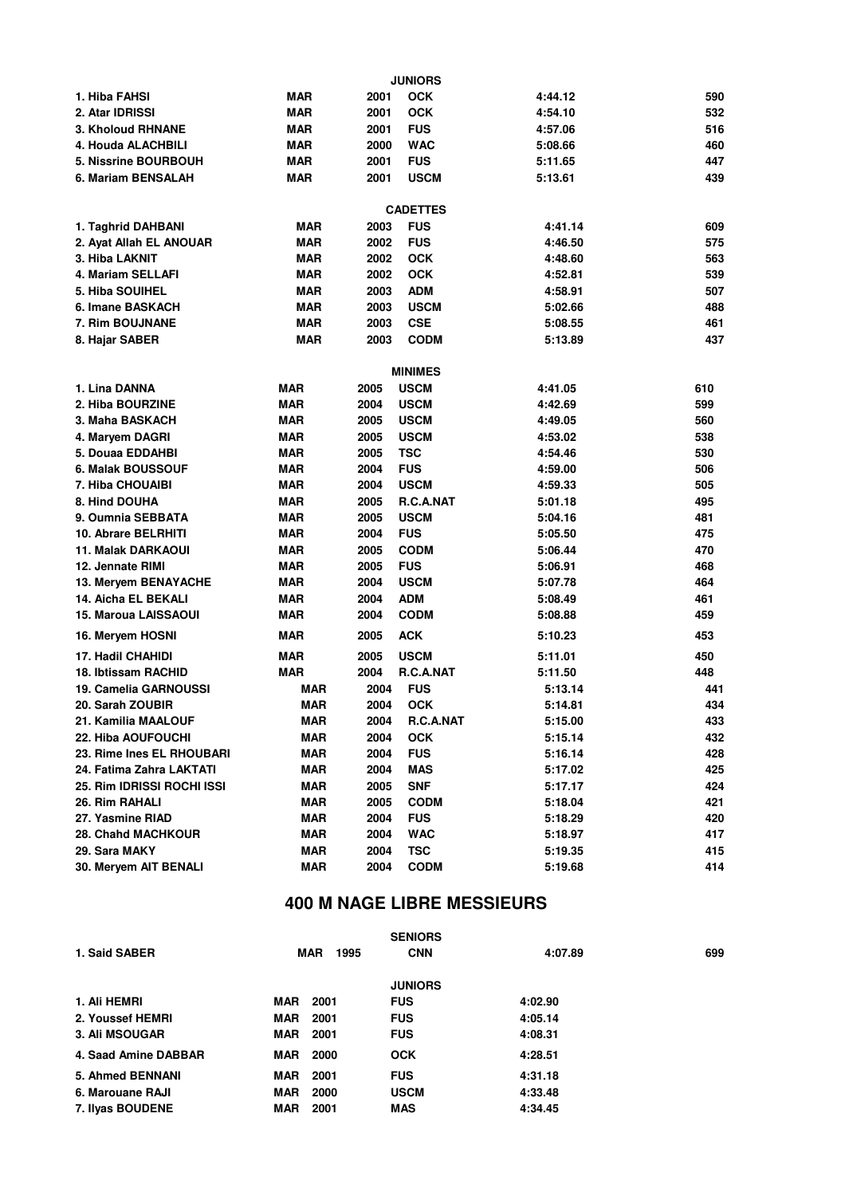### JUNIORS

| | | | | | |
|---|---|---|---|---|---|
| 1. Hiba FAHSI | MAR | 2001 | OCK | 4:44.12 | 590 |
| 2. Atar IDRISSI | MAR | 2001 | OCK | 4:54.10 | 532 |
| 3. Kholoud RHNANE | MAR | 2001 | FUS | 4:57.06 | 516 |
| 4. Houda ALACHBILI | MAR | 2000 | WAC | 5:08.66 | 460 |
| 5. Nissrine BOURBOUH | MAR | 2001 | FUS | 5:11.65 | 447 |
| 6. Mariam BENSALAH | MAR | 2001 | USCM | 5:13.61 | 439 |

### CADETTES

| | | | | | |
|---|---|---|---|---|---|
| 1. Taghrid DAHBANI | MAR | 2003 | FUS | 4:41.14 | 609 |
| 2. Ayat Allah EL ANOUAR | MAR | 2002 | FUS | 4:46.50 | 575 |
| 3. Hiba LAKNIT | MAR | 2002 | OCK | 4:48.60 | 563 |
| 4. Mariam SELLAFI | MAR | 2002 | OCK | 4:52.81 | 539 |
| 5. Hiba SOUIHEL | MAR | 2003 | ADM | 4:58.91 | 507 |
| 6. Imane BASKACH | MAR | 2003 | USCM | 5:02.66 | 488 |
| 7. Rim BOUJNANE | MAR | 2003 | CSE | 5:08.55 | 461 |
| 8. Hajar SABER | MAR | 2003 | CODM | 5:13.89 | 437 |

### MINIMES

| | | | | | |
|---|---|---|---|---|---|
| 1. Lina DANNA | MAR | 2005 | USCM | 4:41.05 | 610 |
| 2. Hiba BOURZINE | MAR | 2004 | USCM | 4:42.69 | 599 |
| 3. Maha BASKACH | MAR | 2005 | USCM | 4:49.05 | 560 |
| 4. Maryem DAGRI | MAR | 2005 | USCM | 4:53.02 | 538 |
| 5. Douaa EDDAHBI | MAR | 2005 | TSC | 4:54.46 | 530 |
| 6. Malak BOUSSOUF | MAR | 2004 | FUS | 4:59.00 | 506 |
| 7. Hiba CHOUAIBI | MAR | 2004 | USCM | 4:59.33 | 505 |
| 8. Hind DOUHA | MAR | 2005 | R.C.A.NAT | 5:01.18 | 495 |
| 9. Oumnia SEBBATA | MAR | 2005 | USCM | 5:04.16 | 481 |
| 10. Abrare BELRHITI | MAR | 2004 | FUS | 5:05.50 | 475 |
| 11. Malak DARKAOUI | MAR | 2005 | CODM | 5:06.44 | 470 |
| 12. Jennate RIMI | MAR | 2005 | FUS | 5:06.91 | 468 |
| 13. Meryem BENAYACHE | MAR | 2004 | USCM | 5:07.78 | 464 |
| 14. Aicha EL BEKALI | MAR | 2004 | ADM | 5:08.49 | 461 |
| 15. Maroua LAISSAOUI | MAR | 2004 | CODM | 5:08.88 | 459 |
| 16. Meryem HOSNI | MAR | 2005 | ACK | 5:10.23 | 453 |
| 17. Hadil CHAHIDI | MAR | 2005 | USCM | 5:11.01 | 450 |
| 18. Ibtissam RACHID | MAR | 2004 | R.C.A.NAT | 5:11.50 | 448 |
| 19. Camelia GARNOUSSI | MAR | 2004 | FUS | 5:13.14 | 441 |
| 20. Sarah ZOUBIR | MAR | 2004 | OCK | 5:14.81 | 434 |
| 21. Kamilia MAALOUF | MAR | 2004 | R.C.A.NAT | 5:15.00 | 433 |
| 22. Hiba AOUFOUCHI | MAR | 2004 | OCK | 5:15.14 | 432 |
| 23. Rime Ines EL RHOUBARI | MAR | 2004 | FUS | 5:16.14 | 428 |
| 24. Fatima Zahra LAKTATI | MAR | 2004 | MAS | 5:17.02 | 425 |
| 25. Rim IDRISSI ROCHI ISSI | MAR | 2005 | SNF | 5:17.17 | 424 |
| 26. Rim RAHALI | MAR | 2005 | CODM | 5:18.04 | 421 |
| 27. Yasmine RIAD | MAR | 2004 | FUS | 5:18.29 | 420 |
| 28. Chahd MACHKOUR | MAR | 2004 | WAC | 5:18.97 | 417 |
| 29. Sara MAKY | MAR | 2004 | TSC | 5:19.35 | 415 |
| 30. Meryem AIT BENALI | MAR | 2004 | CODM | 5:19.68 | 414 |

## 400 M NAGE LIBRE MESSIEURS

### SENIORS

| | | | | | |
|---|---|---|---|---|---|
| 1. Said SABER | MAR | 1995 | CNN | 4:07.89 | 699 |

### JUNIORS

| | | | | |
|---|---|---|---|---|
| 1. Ali HEMRI | MAR | 2001 | FUS | 4:02.90 |
| 2. Youssef HEMRI | MAR | 2001 | FUS | 4:05.14 |
| 3. Ali MSOUGAR | MAR | 2001 | FUS | 4:08.31 |
| 4. Saad Amine DABBAR | MAR | 2000 | OCK | 4:28.51 |
| 5. Ahmed BENNANI | MAR | 2001 | FUS | 4:31.18 |
| 6. Marouane RAJI | MAR | 2000 | USCM | 4:33.48 |
| 7. Ilyas BOUDENE | MAR | 2001 | MAS | 4:34.45 |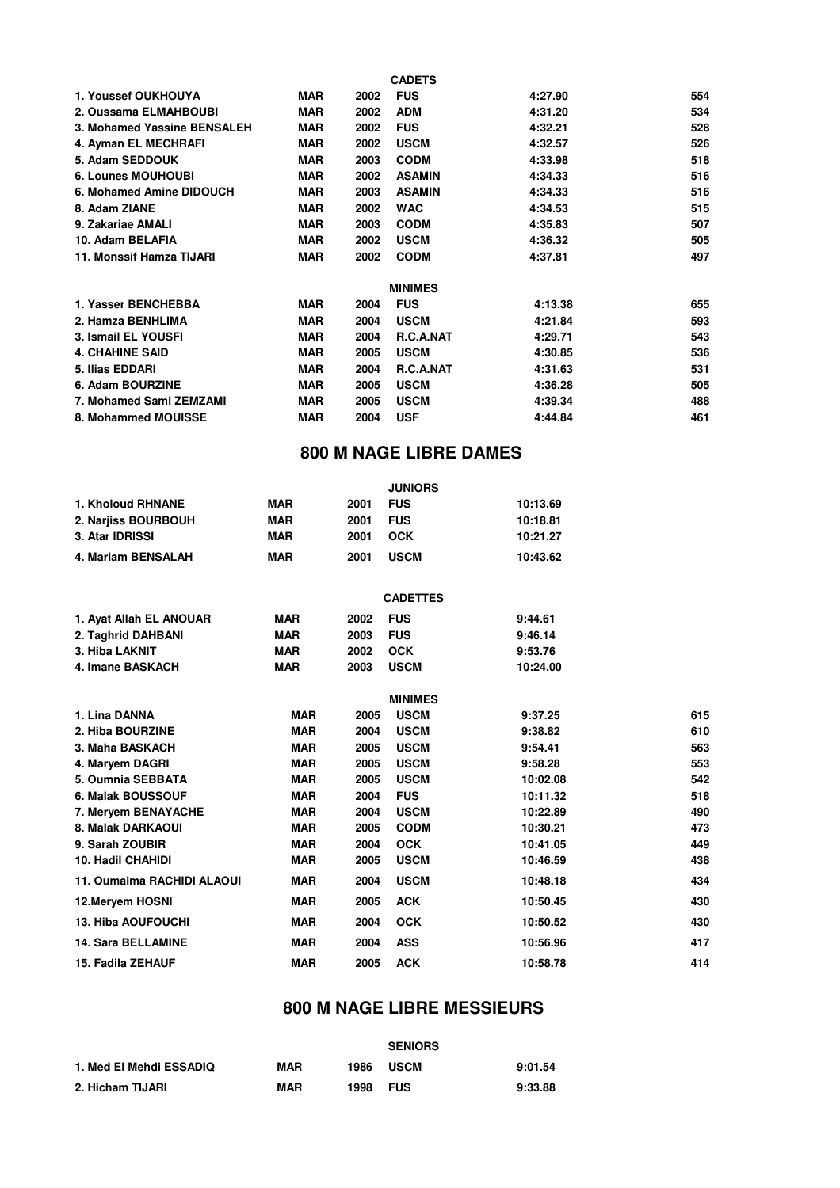**CADETS**

| | | | | | |
|---|---|---|---|---|---|
| 1. Youssef OUKHOUYA | MAR | 2002 | FUS | 4:27.90 | 554 |
| 2. Oussama ELMAHBOUBI | MAR | 2002 | ADM | 4:31.20 | 534 |
| 3. Mohamed Yassine BENSALEH | MAR | 2002 | FUS | 4:32.21 | 528 |
| 4. Ayman EL MECHRAFI | MAR | 2002 | USCM | 4:32.57 | 526 |
| 5. Adam SEDDOUK | MAR | 2003 | CODM | 4:33.98 | 518 |
| 6. Lounes MOUHOUBI | MAR | 2002 | ASAMIN | 4:34.33 | 516 |
| 6. Mohamed Amine DIDOUCH | MAR | 2003 | ASAMIN | 4:34.33 | 516 |
| 8. Adam ZIANE | MAR | 2002 | WAC | 4:34.53 | 515 |
| 9. Zakariae AMALI | MAR | 2003 | CODM | 4:35.83 | 507 |
| 10. Adam BELAFIA | MAR | 2002 | USCM | 4:36.32 | 505 |
| 11. Monssif Hamza TIJARI | MAR | 2002 | CODM | 4:37.81 | 497 |

**MINIMES**

| | | | | | |
|---|---|---|---|---|---|
| 1. Yasser BENCHEBBA | MAR | 2004 | FUS | 4:13.38 | 655 |
| 2. Hamza BENHLIMA | MAR | 2004 | USCM | 4:21.84 | 593 |
| 3. Ismail EL YOUSFI | MAR | 2004 | R.C.A.NAT | 4:29.71 | 543 |
| 4. CHAHINE SAID | MAR | 2005 | USCM | 4:30.85 | 536 |
| 5. Ilias EDDARI | MAR | 2004 | R.C.A.NAT | 4:31.63 | 531 |
| 6. Adam BOURZINE | MAR | 2005 | USCM | 4:36.28 | 505 |
| 7. Mohamed Sami ZEMZAMI | MAR | 2005 | USCM | 4:39.34 | 488 |
| 8. Mohammed MOUISSE | MAR | 2004 | USF | 4:44.84 | 461 |

## 800 M NAGE LIBRE DAMES

**JUNIORS**

| | | | | |
|---|---|---|---|---|
| 1. Kholoud RHNANE | MAR | 2001 | FUS | 10:13.69 |
| 2. Narjiss BOURBOUH | MAR | 2001 | FUS | 10:18.81 |
| 3. Atar IDRISSI | MAR | 2001 | OCK | 10:21.27 |
| 4. Mariam BENSALAH | MAR | 2001 | USCM | 10:43.62 |

**CADETTES**

| | | | | |
|---|---|---|---|---|
| 1. Ayat Allah EL ANOUAR | MAR | 2002 | FUS | 9:44.61 |
| 2. Taghrid DAHBANI | MAR | 2003 | FUS | 9:46.14 |
| 3. Hiba LAKNIT | MAR | 2002 | OCK | 9:53.76 |
| 4. Imane BASKACH | MAR | 2003 | USCM | 10:24.00 |

**MINIMES**

| | | | | | |
|---|---|---|---|---|---|
| 1. Lina DANNA | MAR | 2005 | USCM | 9:37.25 | 615 |
| 2. Hiba BOURZINE | MAR | 2004 | USCM | 9:38.82 | 610 |
| 3. Maha BASKACH | MAR | 2005 | USCM | 9:54.41 | 563 |
| 4. Maryem DAGRI | MAR | 2005 | USCM | 9:58.28 | 553 |
| 5. Oumnia SEBBATA | MAR | 2005 | USCM | 10:02.08 | 542 |
| 6. Malak BOUSSOUF | MAR | 2004 | FUS | 10:11.32 | 518 |
| 7. Meryem BENAYACHE | MAR | 2004 | USCM | 10:22.89 | 490 |
| 8. Malak DARKAOUI | MAR | 2005 | CODM | 10:30.21 | 473 |
| 9. Sarah ZOUBIR | MAR | 2004 | OCK | 10:41.05 | 449 |
| 10. Hadil CHAHIDI | MAR | 2005 | USCM | 10:46.59 | 438 |
| 11. Oumaima RACHIDI ALAOUI | MAR | 2004 | USCM | 10:48.18 | 434 |
| 12.Meryem HOSNI | MAR | 2005 | ACK | 10:50.45 | 430 |
| 13. Hiba AOUFOUCHI | MAR | 2004 | OCK | 10:50.52 | 430 |
| 14. Sara BELLAMINE | MAR | 2004 | ASS | 10:56.96 | 417 |
| 15. Fadila ZEHAUF | MAR | 2005 | ACK | 10:58.78 | 414 |

## 800 M NAGE LIBRE MESSIEURS

**SENIORS**

| | | | | |
|---|---|---|---|---|
| 1. Med El Mehdi ESSADIQ | MAR | 1986 | USCM | 9:01.54 |
| 2. Hicham TIJARI | MAR | 1998 | FUS | 9:33.88 |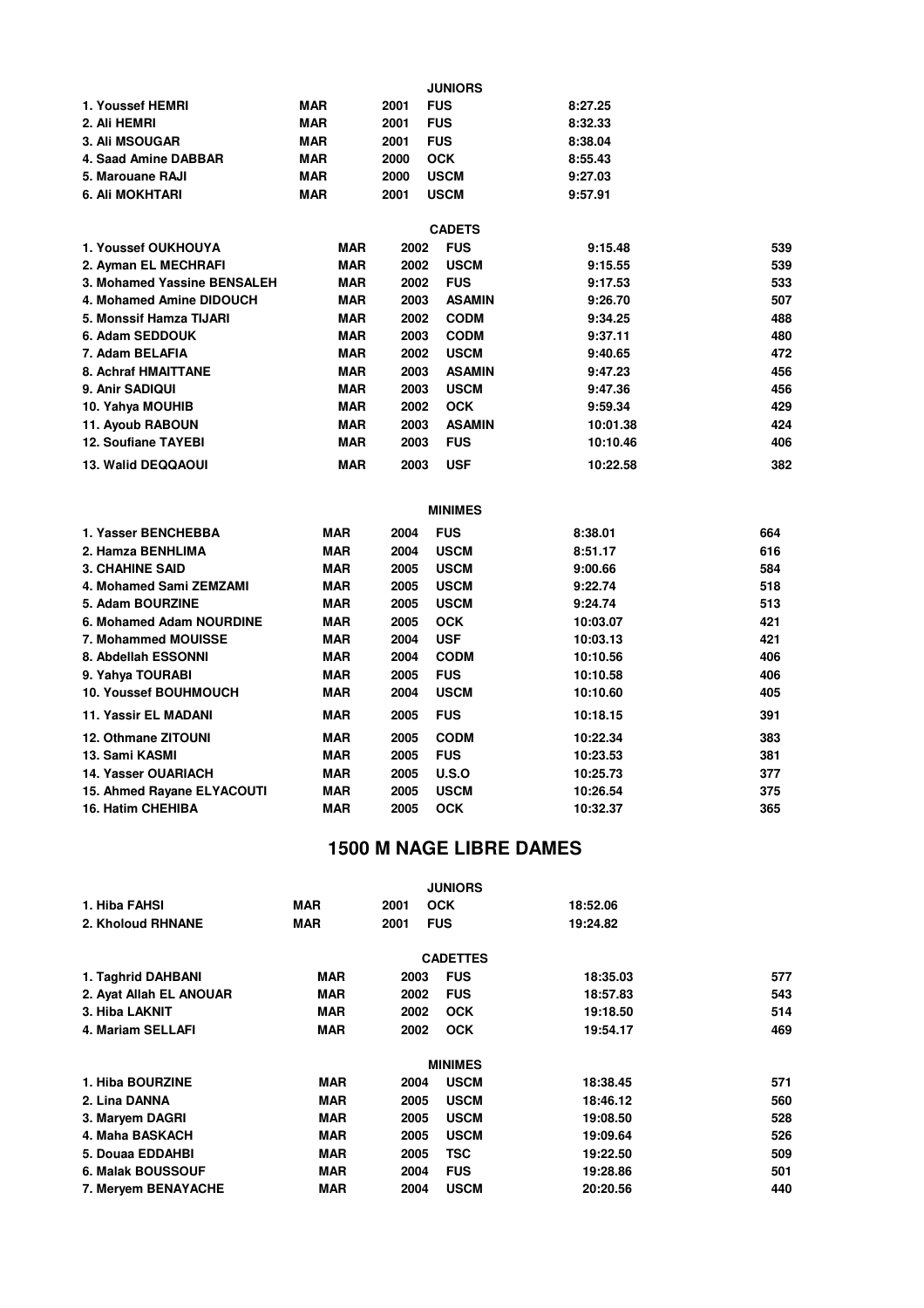**JUNIORS**

| | | | | |
|---|---|---|---|---|
| 1. Youssef HEMRI | MAR | 2001 | FUS | 8:27.25 |
| 2. Ali HEMRI | MAR | 2001 | FUS | 8:32.33 |
| 3. Ali MSOUGAR | MAR | 2001 | FUS | 8:38.04 |
| 4. Saad Amine DABBAR | MAR | 2000 | OCK | 8:55.43 |
| 5. Marouane RAJI | MAR | 2000 | USCM | 9:27.03 |
| 6. Ali MOKHTARI | MAR | 2001 | USCM | 9:57.91 |

**CADETS**

| | | | | | |
|---|---|---|---|---|---|
| 1. Youssef OUKHOUYA | MAR | 2002 | FUS | 9:15.48 | 539 |
| 2. Ayman EL MECHRAFI | MAR | 2002 | USCM | 9:15.55 | 539 |
| 3. Mohamed Yassine BENSALEH | MAR | 2002 | FUS | 9:17.53 | 533 |
| 4. Mohamed Amine DIDOUCH | MAR | 2003 | ASAMIN | 9:26.70 | 507 |
| 5. Monssif Hamza TIJARI | MAR | 2002 | CODM | 9:34.25 | 488 |
| 6. Adam SEDDOUK | MAR | 2003 | CODM | 9:37.11 | 480 |
| 7. Adam BELAFIA | MAR | 2002 | USCM | 9:40.65 | 472 |
| 8. Achraf HMAITTANE | MAR | 2003 | ASAMIN | 9:47.23 | 456 |
| 9. Anir SADIQUI | MAR | 2003 | USCM | 9:47.36 | 456 |
| 10. Yahya MOUHIB | MAR | 2002 | OCK | 9:59.34 | 429 |
| 11. Ayoub RABOUN | MAR | 2003 | ASAMIN | 10:01.38 | 424 |
| 12. Soufiane TAYEBI | MAR | 2003 | FUS | 10:10.46 | 406 |
| 13. Walid DEQQAOUI | MAR | 2003 | USF | 10:22.58 | 382 |

**MINIMES**

| | | | | | |
|---|---|---|---|---|---|
| 1. Yasser BENCHEBBA | MAR | 2004 | FUS | 8:38.01 | 664 |
| 2. Hamza BENHLIMA | MAR | 2004 | USCM | 8:51.17 | 616 |
| 3. CHAHINE SAID | MAR | 2005 | USCM | 9:00.66 | 584 |
| 4. Mohamed Sami ZEMZAMI | MAR | 2005 | USCM | 9:22.74 | 518 |
| 5. Adam BOURZINE | MAR | 2005 | USCM | 9:24.74 | 513 |
| 6. Mohamed Adam NOURDINE | MAR | 2005 | OCK | 10:03.07 | 421 |
| 7. Mohammed MOUISSE | MAR | 2004 | USF | 10:03.13 | 421 |
| 8. Abdellah ESSONNI | MAR | 2004 | CODM | 10:10.56 | 406 |
| 9. Yahya TOURABI | MAR | 2005 | FUS | 10:10.58 | 406 |
| 10. Youssef BOUHMOUCH | MAR | 2004 | USCM | 10:10.60 | 405 |
| 11. Yassir EL MADANI | MAR | 2005 | FUS | 10:18.15 | 391 |
| 12. Othmane ZITOUNI | MAR | 2005 | CODM | 10:22.34 | 383 |
| 13. Sami KASMI | MAR | 2005 | FUS | 10:23.53 | 381 |
| 14. Yasser OUARIACH | MAR | 2005 | U.S.O | 10:25.73 | 377 |
| 15. Ahmed Rayane ELYACOUTI | MAR | 2005 | USCM | 10:26.54 | 375 |
| 16. Hatim CHEHIBA | MAR | 2005 | OCK | 10:32.37 | 365 |

## 1500 M NAGE LIBRE DAMES

**JUNIORS**

| | | | | |
|---|---|---|---|---|
| 1. Hiba FAHSI | MAR | 2001 | OCK | 18:52.06 |
| 2. Kholoud RHNANE | MAR | 2001 | FUS | 19:24.82 |

**CADETTES**

| | | | | | |
|---|---|---|---|---|---|
| 1. Taghrid DAHBANI | MAR | 2003 | FUS | 18:35.03 | 577 |
| 2. Ayat Allah EL ANOUAR | MAR | 2002 | FUS | 18:57.83 | 543 |
| 3. Hiba LAKNIT | MAR | 2002 | OCK | 19:18.50 | 514 |
| 4. Mariam SELLAFI | MAR | 2002 | OCK | 19:54.17 | 469 |

**MINIMES**

| | | | | | |
|---|---|---|---|---|---|
| 1. Hiba BOURZINE | MAR | 2004 | USCM | 18:38.45 | 571 |
| 2. Lina DANNA | MAR | 2005 | USCM | 18:46.12 | 560 |
| 3. Maryem DAGRI | MAR | 2005 | USCM | 19:08.50 | 528 |
| 4. Maha BASKACH | MAR | 2005 | USCM | 19:09.64 | 526 |
| 5. Douaa EDDAHBI | MAR | 2005 | TSC | 19:22.50 | 509 |
| 6. Malak BOUSSOUF | MAR | 2004 | FUS | 19:28.86 | 501 |
| 7. Meryem BENAYACHE | MAR | 2004 | USCM | 20:20.56 | 440 |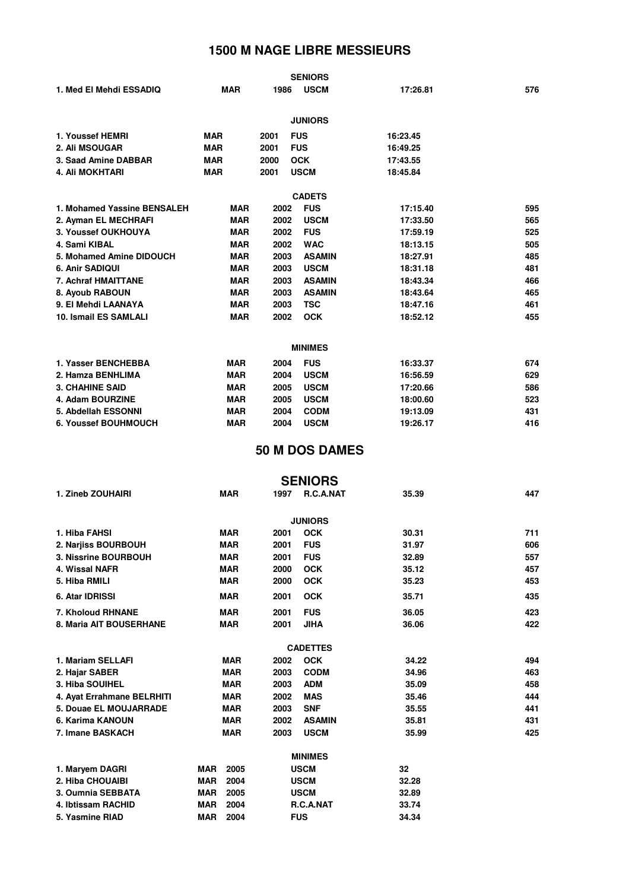# 1500 M NAGE LIBRE MESSIEURS

### SENIORS

| | | | | | |
|---|---|---|---|---|---|
| 1. Med El Mehdi ESSADIQ | MAR | 1986 | USCM | 17:26.81 | 576 |

### JUNIORS

| | | | | | |
|---|---|---|---|---|---|
| 1. Youssef HEMRI | MAR | 2001 | FUS | 16:23.45 | |
| 2. Ali MSOUGAR | MAR | 2001 | FUS | 16:49.25 | |
| 3. Saad Amine DABBAR | MAR | 2000 | OCK | 17:43.55 | |
| 4. Ali MOKHTARI | MAR | 2001 | USCM | 18:45.84 | |

### CADETS

| | | | | | |
|---|---|---|---|---|---|
| 1. Mohamed Yassine BENSALEH | MAR | 2002 | FUS | 17:15.40 | 595 |
| 2. Ayman EL MECHRAFI | MAR | 2002 | USCM | 17:33.50 | 565 |
| 3. Youssef OUKHOUYA | MAR | 2002 | FUS | 17:59.19 | 525 |
| 4. Sami KIBAL | MAR | 2002 | WAC | 18:13.15 | 505 |
| 5. Mohamed Amine DIDOUCH | MAR | 2003 | ASAMIN | 18:27.91 | 485 |
| 6. Anir SADIQUI | MAR | 2003 | USCM | 18:31.18 | 481 |
| 7. Achraf HMAITTANE | MAR | 2003 | ASAMIN | 18:43.34 | 466 |
| 8. Ayoub RABOUN | MAR | 2003 | ASAMIN | 18:43.64 | 465 |
| 9. El Mehdi LAANAYA | MAR | 2003 | TSC | 18:47.16 | 461 |
| 10. Ismail ES SAMLALI | MAR | 2002 | OCK | 18:52.12 | 455 |

### MINIMES

| | | | | | |
|---|---|---|---|---|---|
| 1. Yasser BENCHEBBA | MAR | 2004 | FUS | 16:33.37 | 674 |
| 2. Hamza BENHLIMA | MAR | 2004 | USCM | 16:56.59 | 629 |
| 3. CHAHINE SAID | MAR | 2005 | USCM | 17:20.66 | 586 |
| 4. Adam BOURZINE | MAR | 2005 | USCM | 18:00.60 | 523 |
| 5. Abdellah ESSONNI | MAR | 2004 | CODM | 19:13.09 | 431 |
| 6. Youssef BOUHMOUCH | MAR | 2004 | USCM | 19:26.17 | 416 |

# 50 M DOS DAMES

## SENIORS

| | | | | | |
|---|---|---|---|---|---|
| 1. Zineb ZOUHAIRI | MAR | 1997 | R.C.A.NAT | 35.39 | 447 |

### JUNIORS

| | | | | | |
|---|---|---|---|---|---|
| 1. Hiba FAHSI | MAR | 2001 | OCK | 30.31 | 711 |
| 2. Narjiss BOURBOUH | MAR | 2001 | FUS | 31.97 | 606 |
| 3. Nissrine BOURBOUH | MAR | 2001 | FUS | 32.89 | 557 |
| 4. Wissal NAFR | MAR | 2000 | OCK | 35.12 | 457 |
| 5. Hiba RMILI | MAR | 2000 | OCK | 35.23 | 453 |
| 6. Atar IDRISSI | MAR | 2001 | OCK | 35.71 | 435 |
| 7. Kholoud RHNANE | MAR | 2001 | FUS | 36.05 | 423 |
| 8. Maria AIT BOUSERHANE | MAR | 2001 | JIHA | 36.06 | 422 |

### CADETTES

| | | | | | |
|---|---|---|---|---|---|
| 1. Mariam SELLAFI | MAR | 2002 | OCK | 34.22 | 494 |
| 2. Hajar SABER | MAR | 2003 | CODM | 34.96 | 463 |
| 3. Hiba SOUIHEL | MAR | 2003 | ADM | 35.09 | 458 |
| 4. Ayat Errahmane BELRHITI | MAR | 2002 | MAS | 35.46 | 444 |
| 5. Douae EL MOUJARRADE | MAR | 2003 | SNF | 35.55 | 441 |
| 6. Karima KANOUN | MAR | 2002 | ASAMIN | 35.81 | 431 |
| 7. Imane BASKACH | MAR | 2003 | USCM | 35.99 | 425 |

### MINIMES

| | | | | |
|---|---|---|---|---|
| 1. Maryem DAGRI | MAR | 2005 | USCM | 32 |
| 2. Hiba CHOUAIBI | MAR | 2004 | USCM | 32.28 |
| 3. Oumnia SEBBATA | MAR | 2005 | USCM | 32.89 |
| 4. Ibtissam RACHID | MAR | 2004 | R.C.A.NAT | 33.74 |
| 5. Yasmine RIAD | MAR | 2004 | FUS | 34.34 |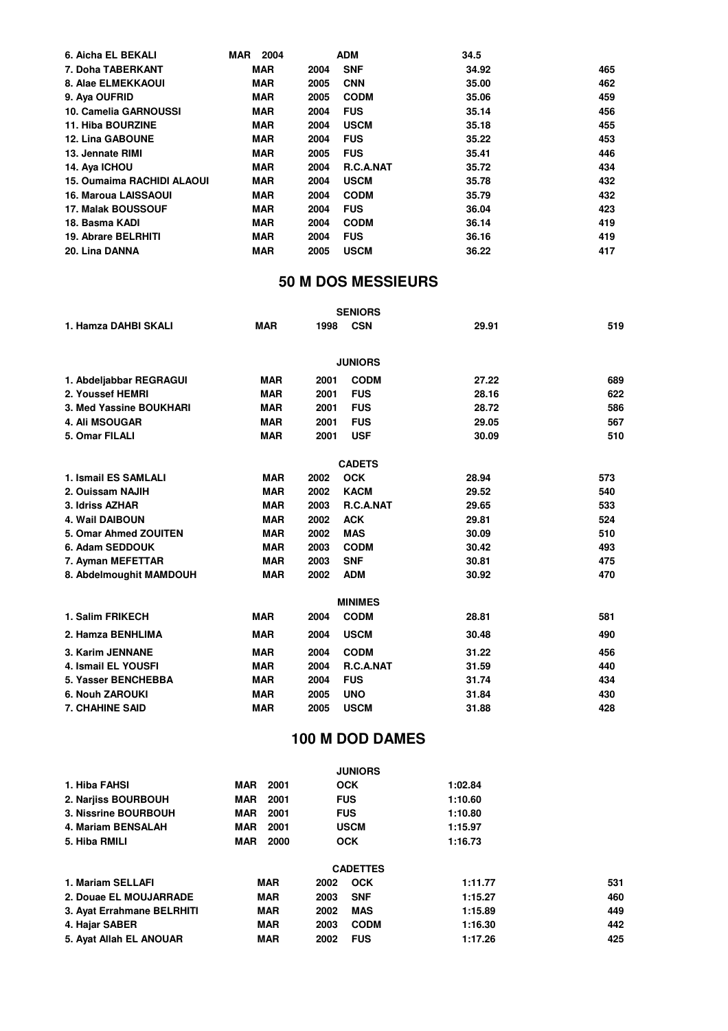| | | | | | |
|---|---|---|---|---|---|
| 6. Aicha EL BEKALI | MAR | 2004 | ADM | 34.5 | |
| 7. Doha TABERKANT | MAR | 2004 | SNF | 34.92 | 465 |
| 8. Alae ELMEKKAOUI | MAR | 2005 | CNN | 35.00 | 462 |
| 9. Aya OUFRID | MAR | 2005 | CODM | 35.06 | 459 |
| 10. Camelia GARNOUSSI | MAR | 2004 | FUS | 35.14 | 456 |
| 11. Hiba BOURZINE | MAR | 2004 | USCM | 35.18 | 455 |
| 12. Lina GABOUNE | MAR | 2004 | FUS | 35.22 | 453 |
| 13. Jennate RIMI | MAR | 2005 | FUS | 35.41 | 446 |
| 14. Aya ICHOU | MAR | 2004 | R.C.A.NAT | 35.72 | 434 |
| 15. Oumaima RACHIDI ALAOUI | MAR | 2004 | USCM | 35.78 | 432 |
| 16. Maroua LAISSAOUI | MAR | 2004 | CODM | 35.79 | 432 |
| 17. Malak BOUSSOUF | MAR | 2004 | FUS | 36.04 | 423 |
| 18. Basma KADI | MAR | 2004 | CODM | 36.14 | 419 |
| 19. Abrare BELRHITI | MAR | 2004 | FUS | 36.16 | 419 |
| 20. Lina DANNA | MAR | 2005 | USCM | 36.22 | 417 |

## 50 M DOS MESSIEURS

**SENIORS**

| | | | | | |
|---|---|---|---|---|---|
| 1. Hamza DAHBI SKALI | MAR | 1998 | CSN | 29.91 | 519 |

**JUNIORS**

| | | | | | |
|---|---|---|---|---|---|
| 1. Abdeljabbar REGRAGUI | MAR | 2001 | CODM | 27.22 | 689 |
| 2. Youssef HEMRI | MAR | 2001 | FUS | 28.16 | 622 |
| 3. Med Yassine BOUKHARI | MAR | 2001 | FUS | 28.72 | 586 |
| 4. Ali MSOUGAR | MAR | 2001 | FUS | 29.05 | 567 |
| 5. Omar FILALI | MAR | 2001 | USF | 30.09 | 510 |

**CADETS**

| | | | | | |
|---|---|---|---|---|---|
| 1. Ismail ES SAMLALI | MAR | 2002 | OCK | 28.94 | 573 |
| 2. Ouissam NAJIH | MAR | 2002 | KACM | 29.52 | 540 |
| 3. Idriss AZHAR | MAR | 2003 | R.C.A.NAT | 29.65 | 533 |
| 4. Wail DAIBOUN | MAR | 2002 | ACK | 29.81 | 524 |
| 5. Omar Ahmed ZOUITEN | MAR | 2002 | MAS | 30.09 | 510 |
| 6. Adam SEDDOUK | MAR | 2003 | CODM | 30.42 | 493 |
| 7. Ayman MEFETTAR | MAR | 2003 | SNF | 30.81 | 475 |
| 8. Abdelmoughit MAMDOUH | MAR | 2002 | ADM | 30.92 | 470 |

**MINIMES**

| | | | | | |
|---|---|---|---|---|---|
| 1. Salim FRIKECH | MAR | 2004 | CODM | 28.81 | 581 |
| 2. Hamza BENHLIMA | MAR | 2004 | USCM | 30.48 | 490 |
| 3. Karim JENNANE | MAR | 2004 | CODM | 31.22 | 456 |
| 4. Ismail EL YOUSFI | MAR | 2004 | R.C.A.NAT | 31.59 | 440 |
| 5. Yasser BENCHEBBA | MAR | 2004 | FUS | 31.74 | 434 |
| 6. Nouh ZAROUKI | MAR | 2005 | UNO | 31.84 | 430 |
| 7. CHAHINE SAID | MAR | 2005 | USCM | 31.88 | 428 |

## 100 M DOD DAMES

**JUNIORS**

| | | | | |
|---|---|---|---|---|
| 1. Hiba FAHSI | MAR | 2001 | OCK | 1:02.84 |
| 2. Narjiss BOURBOUH | MAR | 2001 | FUS | 1:10.60 |
| 3. Nissrine BOURBOUH | MAR | 2001 | FUS | 1:10.80 |
| 4. Mariam BENSALAH | MAR | 2001 | USCM | 1:15.97 |
| 5. Hiba RMILI | MAR | 2000 | OCK | 1:16.73 |

**CADETTES**

| | | | | | |
|---|---|---|---|---|---|
| 1. Mariam SELLAFI | MAR | 2002 | OCK | 1:11.77 | 531 |
| 2. Douae EL MOUJARRADE | MAR | 2003 | SNF | 1:15.27 | 460 |
| 3. Ayat Errahmane BELRHITI | MAR | 2002 | MAS | 1:15.89 | 449 |
| 4. Hajar SABER | MAR | 2003 | CODM | 1:16.30 | 442 |
| 5. Ayat Allah EL ANOUAR | MAR | 2002 | FUS | 1:17.26 | 425 |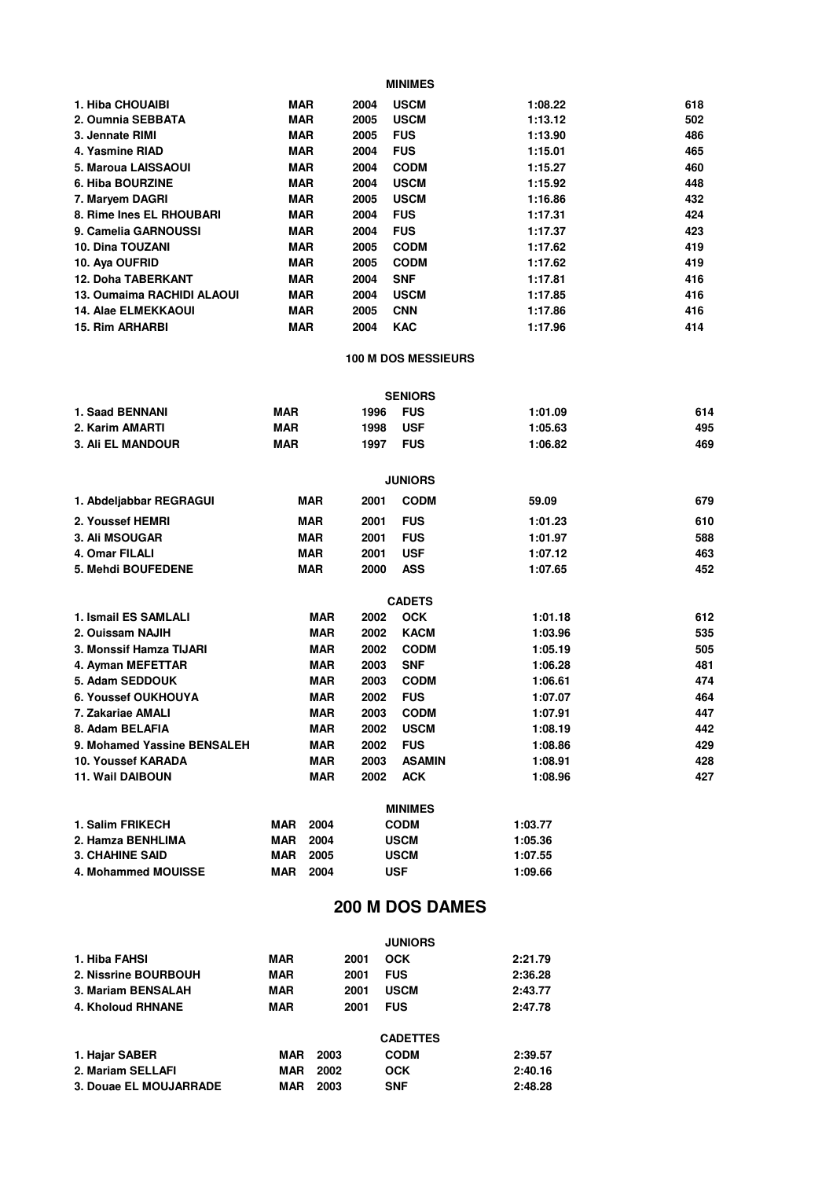### MINIMES

| | | | | | |
|---|---|---|---|---|---|
| 1. Hiba CHOUAIBI | MAR | 2004 | USCM | 1:08.22 | 618 |
| 2. Oumnia SEBBATA | MAR | 2005 | USCM | 1:13.12 | 502 |
| 3. Jennate RIMI | MAR | 2005 | FUS | 1:13.90 | 486 |
| 4. Yasmine RIAD | MAR | 2004 | FUS | 1:15.01 | 465 |
| 5. Maroua LAISSAOUI | MAR | 2004 | CODM | 1:15.27 | 460 |
| 6. Hiba BOURZINE | MAR | 2004 | USCM | 1:15.92 | 448 |
| 7. Maryem DAGRI | MAR | 2005 | USCM | 1:16.86 | 432 |
| 8. Rime Ines EL RHOUBARI | MAR | 2004 | FUS | 1:17.31 | 424 |
| 9. Camelia GARNOUSSI | MAR | 2004 | FUS | 1:17.37 | 423 |
| 10. Dina TOUZANI | MAR | 2005 | CODM | 1:17.62 | 419 |
| 10. Aya OUFRID | MAR | 2005 | CODM | 1:17.62 | 419 |
| 12. Doha TABERKANT | MAR | 2004 | SNF | 1:17.81 | 416 |
| 13. Oumaima RACHIDI ALAOUI | MAR | 2004 | USCM | 1:17.85 | 416 |
| 14. Alae ELMEKKAOUI | MAR | 2005 | CNN | 1:17.86 | 416 |
| 15. Rim ARHARBI | MAR | 2004 | KAC | 1:17.96 | 414 |

## 100 M DOS MESSIEURS

### SENIORS

| | | | | | |
|---|---|---|---|---|---|
| 1. Saad BENNANI | MAR | 1996 | FUS | 1:01.09 | 614 |
| 2. Karim AMARTI | MAR | 1998 | USF | 1:05.63 | 495 |
| 3. Ali EL MANDOUR | MAR | 1997 | FUS | 1:06.82 | 469 |

### JUNIORS

| | | | | | |
|---|---|---|---|---|---|
| 1. Abdeljabbar REGRAGUI | MAR | 2001 | CODM | 59.09 | 679 |
| 2. Youssef HEMRI | MAR | 2001 | FUS | 1:01.23 | 610 |
| 3. Ali MSOUGAR | MAR | 2001 | FUS | 1:01.97 | 588 |
| 4. Omar FILALI | MAR | 2001 | USF | 1:07.12 | 463 |
| 5. Mehdi BOUFEDENE | MAR | 2000 | ASS | 1:07.65 | 452 |

### CADETS

| | | | | | |
|---|---|---|---|---|---|
| 1. Ismail ES SAMLALI | MAR | 2002 | OCK | 1:01.18 | 612 |
| 2. Ouissam NAJIH | MAR | 2002 | KACM | 1:03.96 | 535 |
| 3. Monssif Hamza TIJARI | MAR | 2002 | CODM | 1:05.19 | 505 |
| 4. Ayman MEFETTAR | MAR | 2003 | SNF | 1:06.28 | 481 |
| 5. Adam SEDDOUK | MAR | 2003 | CODM | 1:06.61 | 474 |
| 6. Youssef OUKHOUYA | MAR | 2002 | FUS | 1:07.07 | 464 |
| 7. Zakariae AMALI | MAR | 2003 | CODM | 1:07.91 | 447 |
| 8. Adam BELAFIA | MAR | 2002 | USCM | 1:08.19 | 442 |
| 9. Mohamed Yassine BENSALEH | MAR | 2002 | FUS | 1:08.86 | 429 |
| 10. Youssef KARADA | MAR | 2003 | ASAMIN | 1:08.91 | 428 |
| 11. Wail DAIBOUN | MAR | 2002 | ACK | 1:08.96 | 427 |

### MINIMES

| | | | | |
|---|---|---|---|---|
| 1. Salim FRIKECH | MAR | 2004 | CODM | 1:03.77 |
| 2. Hamza BENHLIMA | MAR | 2004 | USCM | 1:05.36 |
| 3. CHAHINE SAID | MAR | 2005 | USCM | 1:07.55 |
| 4. Mohammed MOUISSE | MAR | 2004 | USF | 1:09.66 |

## 200 M DOS DAMES

### JUNIORS

| | | | | |
|---|---|---|---|---|
| 1. Hiba FAHSI | MAR | 2001 | OCK | 2:21.79 |
| 2. Nissrine BOURBOUH | MAR | 2001 | FUS | 2:36.28 |
| 3. Mariam BENSALAH | MAR | 2001 | USCM | 2:43.77 |
| 4. Kholoud RHNANE | MAR | 2001 | FUS | 2:47.78 |

### CADETTES

| | | | | |
|---|---|---|---|---|
| 1. Hajar SABER | MAR | 2003 | CODM | 2:39.57 |
| 2. Mariam SELLAFI | MAR | 2002 | OCK | 2:40.16 |
| 3. Douae EL MOUJARRADE | MAR | 2003 | SNF | 2:48.28 |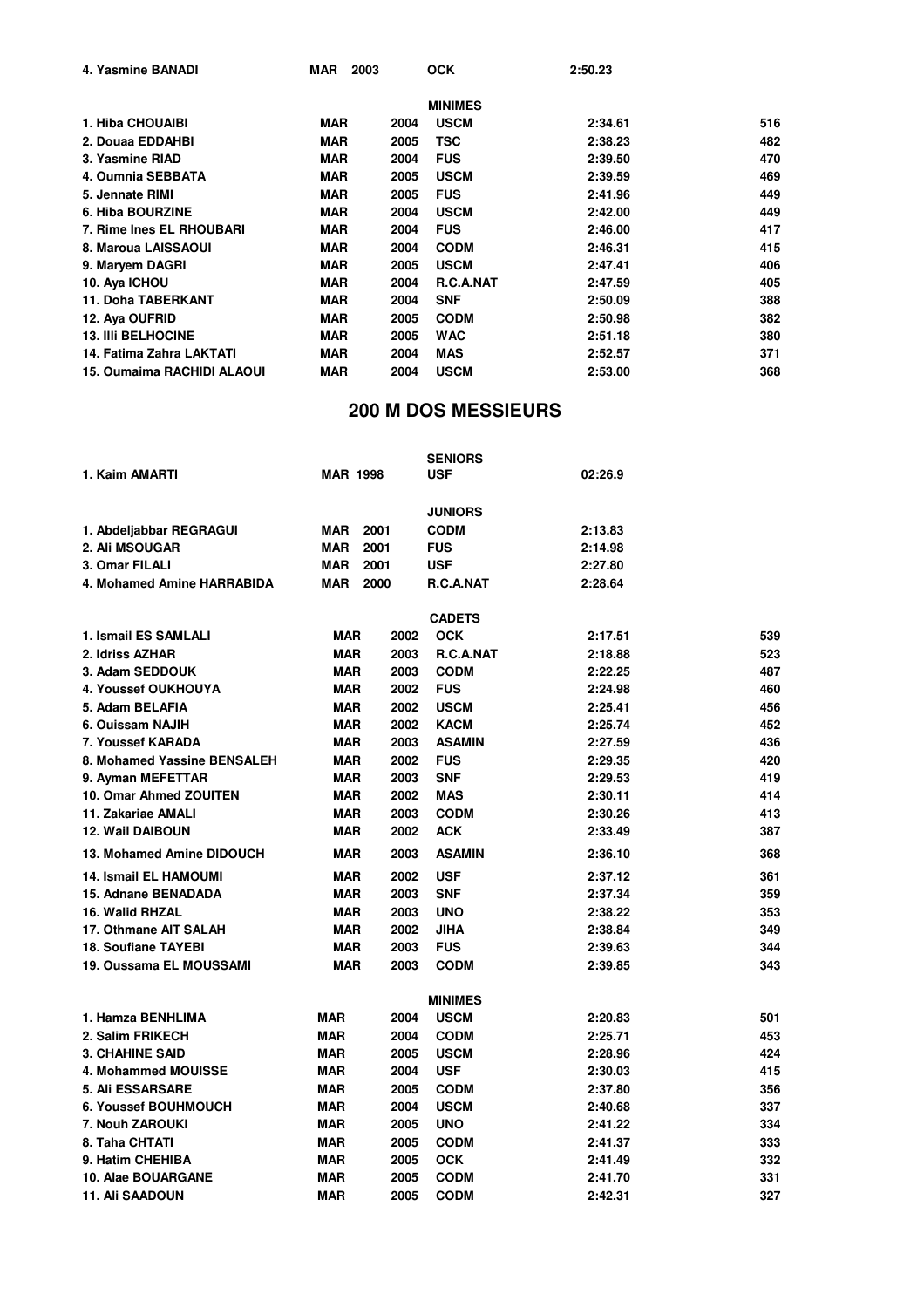| | | | | | |
|---|---|---|---|---|---|
| 4. Yasmine BANADI | MAR | 2003 | OCK | 2:50.23 | |
| | | | **MINIMES** | | |
| 1. Hiba CHOUAIBI | MAR | 2004 | USCM | 2:34.61 | 516 |
| 2. Douaa EDDAHBI | MAR | 2005 | TSC | 2:38.23 | 482 |
| 3. Yasmine RIAD | MAR | 2004 | FUS | 2:39.50 | 470 |
| 4. Oumnia SEBBATA | MAR | 2005 | USCM | 2:39.59 | 469 |
| 5. Jennate RIMI | MAR | 2005 | FUS | 2:41.96 | 449 |
| 6. Hiba BOURZINE | MAR | 2004 | USCM | 2:42.00 | 449 |
| 7. Rime Ines EL RHOUBARI | MAR | 2004 | FUS | 2:46.00 | 417 |
| 8. Maroua LAISSAOUI | MAR | 2004 | CODM | 2:46.31 | 415 |
| 9. Maryem DAGRI | MAR | 2005 | USCM | 2:47.41 | 406 |
| 10. Aya ICHOU | MAR | 2004 | R.C.A.NAT | 2:47.59 | 405 |
| 11. Doha TABERKANT | MAR | 2004 | SNF | 2:50.09 | 388 |
| 12. Aya OUFRID | MAR | 2005 | CODM | 2:50.98 | 382 |
| 13. Illi BELHOCINE | MAR | 2005 | WAC | 2:51.18 | 380 |
| 14. Fatima Zahra LAKTATI | MAR | 2004 | MAS | 2:52.57 | 371 |
| 15. Oumaima RACHIDI ALAOUI | MAR | 2004 | USCM | 2:53.00 | 368 |

## 200 M DOS MESSIEURS

| | | | | | |
|---|---|---|---|---|---|
| | | | **SENIORS** | | |
| 1. Kaim AMARTI | MAR | 1998 | USF | 02:26.9 | |
| | | | **JUNIORS** | | |
| 1. Abdeljabbar REGRAGUI | MAR | 2001 | CODM | 2:13.83 | |
| 2. Ali MSOUGAR | MAR | 2001 | FUS | 2:14.98 | |
| 3. Omar FILALI | MAR | 2001 | USF | 2:27.80 | |
| 4. Mohamed Amine HARRABIDA | MAR | 2000 | R.C.A.NAT | 2:28.64 | |
| | | | **CADETS** | | |
| 1. Ismail ES SAMLALI | MAR | 2002 | OCK | 2:17.51 | 539 |
| 2. Idriss AZHAR | MAR | 2003 | R.C.A.NAT | 2:18.88 | 523 |
| 3. Adam SEDDOUK | MAR | 2003 | CODM | 2:22.25 | 487 |
| 4. Youssef OUKHOUYA | MAR | 2002 | FUS | 2:24.98 | 460 |
| 5. Adam BELAFIA | MAR | 2002 | USCM | 2:25.41 | 456 |
| 6. Ouissam NAJIH | MAR | 2002 | KACM | 2:25.74 | 452 |
| 7. Youssef KARADA | MAR | 2003 | ASAMIN | 2:27.59 | 436 |
| 8. Mohamed Yassine BENSALEH | MAR | 2002 | FUS | 2:29.35 | 420 |
| 9. Ayman MEFETTAR | MAR | 2003 | SNF | 2:29.53 | 419 |
| 10. Omar Ahmed ZOUITEN | MAR | 2002 | MAS | 2:30.11 | 414 |
| 11. Zakariae AMALI | MAR | 2003 | CODM | 2:30.26 | 413 |
| 12. Wail DAIBOUN | MAR | 2002 | ACK | 2:33.49 | 387 |
| 13. Mohamed Amine DIDOUCH | MAR | 2003 | ASAMIN | 2:36.10 | 368 |
| 14. Ismail EL HAMOUMI | MAR | 2002 | USF | 2:37.12 | 361 |
| 15. Adnane BENADADA | MAR | 2003 | SNF | 2:37.34 | 359 |
| 16. Walid RHZAL | MAR | 2003 | UNO | 2:38.22 | 353 |
| 17. Othmane AIT SALAH | MAR | 2002 | JIHA | 2:38.84 | 349 |
| 18. Soufiane TAYEBI | MAR | 2003 | FUS | 2:39.63 | 344 |
| 19. Oussama EL MOUSSAMI | MAR | 2003 | CODM | 2:39.85 | 343 |
| | | | **MINIMES** | | |
| 1. Hamza BENHLIMA | MAR | 2004 | USCM | 2:20.83 | 501 |
| 2. Salim FRIKECH | MAR | 2004 | CODM | 2:25.71 | 453 |
| 3. CHAHINE SAID | MAR | 2005 | USCM | 2:28.96 | 424 |
| 4. Mohammed MOUISSE | MAR | 2004 | USF | 2:30.03 | 415 |
| 5. Ali ESSARSARE | MAR | 2005 | CODM | 2:37.80 | 356 |
| 6. Youssef BOUHMOUCH | MAR | 2004 | USCM | 2:40.68 | 337 |
| 7. Nouh ZAROUKI | MAR | 2005 | UNO | 2:41.22 | 334 |
| 8. Taha CHTATI | MAR | 2005 | CODM | 2:41.37 | 333 |
| 9. Hatim CHEHIBA | MAR | 2005 | OCK | 2:41.49 | 332 |
| 10. Alae BOUARGANE | MAR | 2005 | CODM | 2:41.70 | 331 |
| 11. Ali SAADOUN | MAR | 2005 | CODM | 2:42.31 | 327 |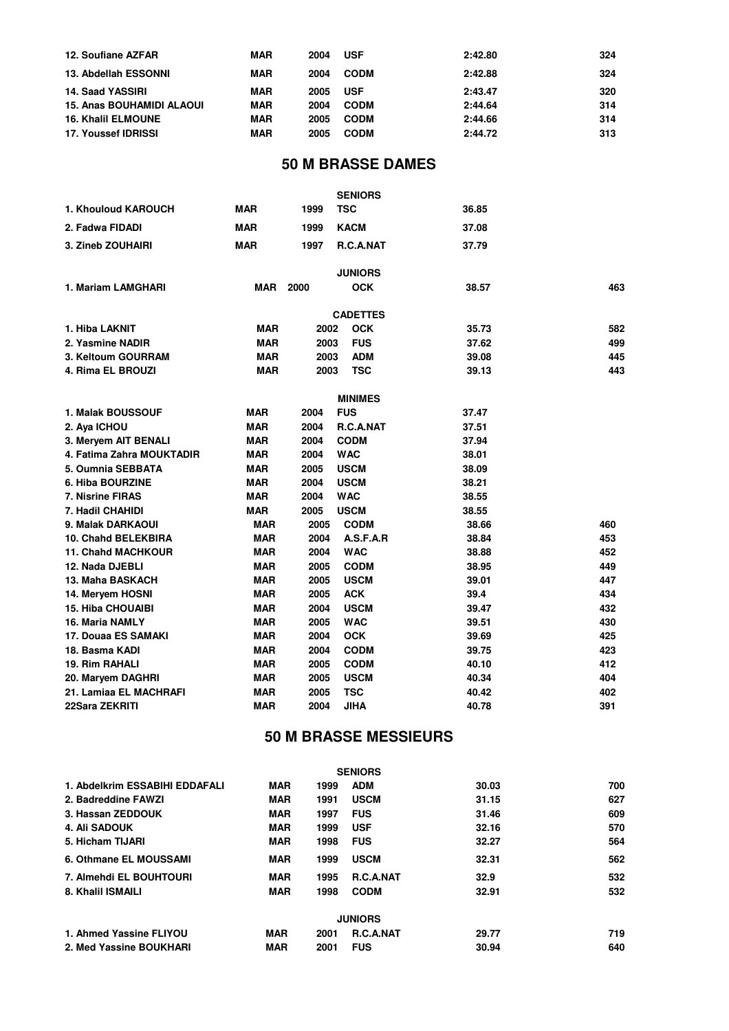| | | | | | |
|---|---|---|---|---|---|
| 12. Soufiane AZFAR | MAR | 2004 | USF | 2:42.80 | 324 |
| 13. Abdellah ESSONNI | MAR | 2004 | CODM | 2:42.88 | 324 |
| 14. Saad YASSIRI | MAR | 2005 | USF | 2:43.47 | 320 |
| 15. Anas BOUHAMIDI ALAOUI | MAR | 2004 | CODM | 2:44.64 | 314 |
| 16. Khalil ELMOUNE | MAR | 2005 | CODM | 2:44.66 | 314 |
| 17. Youssef IDRISSI | MAR | 2005 | CODM | 2:44.72 | 313 |

## 50 M BRASSE DAMES

**SENIORS**

| | | | | | |
|---|---|---|---|---|---|
| 1. Khouloud KAROUCH | MAR | 1999 | TSC | 36.85 | |
| 2. Fadwa FIDADI | MAR | 1999 | KACM | 37.08 | |
| 3. Zineb ZOUHAIRI | MAR | 1997 | R.C.A.NAT | 37.79 | |

**JUNIORS**

| | | | | | |
|---|---|---|---|---|---|
| 1. Mariam LAMGHARI | MAR | 2000 | OCK | 38.57 | 463 |

**CADETTES**

| | | | | | |
|---|---|---|---|---|---|
| 1. Hiba LAKNIT | MAR | 2002 | OCK | 35.73 | 582 |
| 2. Yasmine NADIR | MAR | 2003 | FUS | 37.62 | 499 |
| 3. Keltoum GOURRAM | MAR | 2003 | ADM | 39.08 | 445 |
| 4. Rima EL BROUZI | MAR | 2003 | TSC | 39.13 | 443 |

**MINIMES**

| | | | | | |
|---|---|---|---|---|---|
| 1. Malak BOUSSOUF | MAR | 2004 | FUS | 37.47 | |
| 2. Aya ICHOU | MAR | 2004 | R.C.A.NAT | 37.51 | |
| 3. Meryem AIT BENALI | MAR | 2004 | CODM | 37.94 | |
| 4. Fatima Zahra MOUKTADIR | MAR | 2004 | WAC | 38.01 | |
| 5. Oumnia SEBBATA | MAR | 2005 | USCM | 38.09 | |
| 6. Hiba BOURZINE | MAR | 2004 | USCM | 38.21 | |
| 7. Nisrine FIRAS | MAR | 2004 | WAC | 38.55 | |
| 7. Hadil CHAHIDI | MAR | 2005 | USCM | 38.55 | |
| 9. Malak DARKAOUI | MAR | 2005 | CODM | 38.66 | 460 |
| 10. Chahd BELEKBIRA | MAR | 2004 | A.S.F.A.R | 38.84 | 453 |
| 11. Chahd MACHKOUR | MAR | 2004 | WAC | 38.88 | 452 |
| 12. Nada DJEBLI | MAR | 2005 | CODM | 38.95 | 449 |
| 13. Maha BASKACH | MAR | 2005 | USCM | 39.01 | 447 |
| 14. Meryem HOSNI | MAR | 2005 | ACK | 39.4 | 434 |
| 15. Hiba CHOUAIBI | MAR | 2004 | USCM | 39.47 | 432 |
| 16. Maria NAMLY | MAR | 2005 | WAC | 39.51 | 430 |
| 17. Douaa ES SAMAKI | MAR | 2004 | OCK | 39.69 | 425 |
| 18. Basma KADI | MAR | 2004 | CODM | 39.75 | 423 |
| 19. Rim RAHALI | MAR | 2005 | CODM | 40.10 | 412 |
| 20. Maryem DAGHRI | MAR | 2005 | USCM | 40.34 | 404 |
| 21. Lamiaa EL MACHRAFI | MAR | 2005 | TSC | 40.42 | 402 |
| 22Sara ZEKRITI | MAR | 2004 | JIHA | 40.78 | 391 |

## 50 M BRASSE MESSIEURS

**SENIORS**

| | | | | | |
|---|---|---|---|---|---|
| 1. Abdelkrim ESSABIHI EDDAFALI | MAR | 1999 | ADM | 30.03 | 700 |
| 2. Badreddine FAWZI | MAR | 1991 | USCM | 31.15 | 627 |
| 3. Hassan ZEDDOUK | MAR | 1997 | FUS | 31.46 | 609 |
| 4. Ali SADOUK | MAR | 1999 | USF | 32.16 | 570 |
| 5. Hicham TIJARI | MAR | 1998 | FUS | 32.27 | 564 |
| 6. Othmane EL MOUSSAMI | MAR | 1999 | USCM | 32.31 | 562 |
| 7. Almehdi EL BOUHTOURI | MAR | 1995 | R.C.A.NAT | 32.9 | 532 |
| 8. Khalil ISMAILI | MAR | 1998 | CODM | 32.91 | 532 |

**JUNIORS**

| | | | | | |
|---|---|---|---|---|---|
| 1. Ahmed Yassine FLIYOU | MAR | 2001 | R.C.A.NAT | 29.77 | 719 |
| 2. Med Yassine BOUKHARI | MAR | 2001 | FUS | 30.94 | 640 |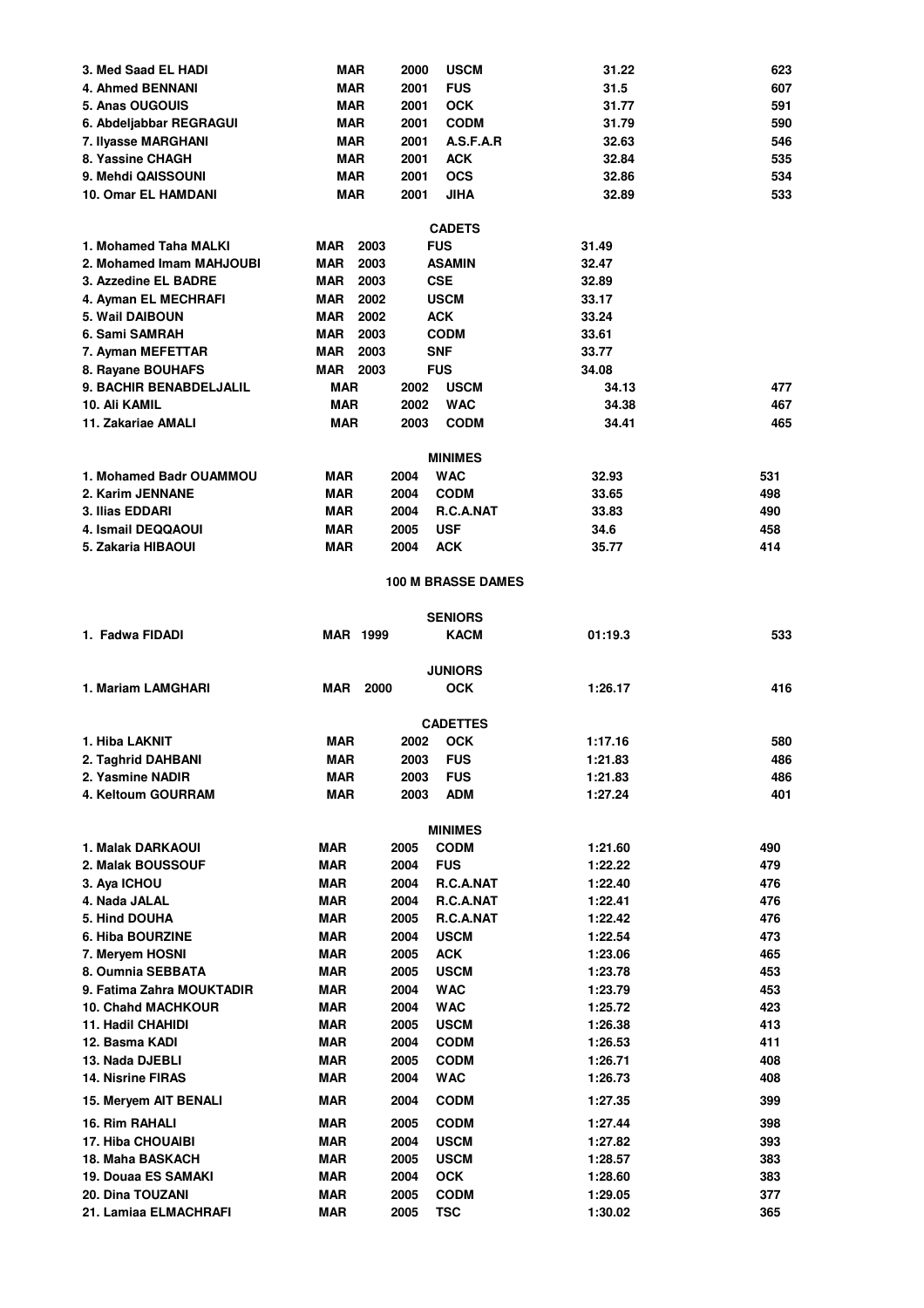| | | | | | |
|---|---|---|---|---|---|
| 3. Med Saad EL HADI | MAR | 2000 | USCM | 31.22 | 623 |
| 4. Ahmed BENNANI | MAR | 2001 | FUS | 31.5 | 607 |
| 5. Anas OUGOUIS | MAR | 2001 | OCK | 31.77 | 591 |
| 6. Abdeljabbar REGRAGUI | MAR | 2001 | CODM | 31.79 | 590 |
| 7. Ilyasse MARGHANI | MAR | 2001 | A.S.F.A.R | 32.63 | 546 |
| 8. Yassine CHAGH | MAR | 2001 | ACK | 32.84 | 535 |
| 9. Mehdi QAISSOUNI | MAR | 2001 | OCS | 32.86 | 534 |
| 10. Omar EL HAMDANI | MAR | 2001 | JIHA | 32.89 | 533 |

**CADETS**

| | | | | | |
|---|---|---|---|---|---|
| 1. Mohamed Taha MALKI | MAR | 2003 | FUS | 31.49 | |
| 2. Mohamed Imam MAHJOUBI | MAR | 2003 | ASAMIN | 32.47 | |
| 3. Azzedine EL BADRE | MAR | 2003 | CSE | 32.89 | |
| 4. Ayman EL MECHRAFI | MAR | 2002 | USCM | 33.17 | |
| 5. Wail DAIBOUN | MAR | 2002 | ACK | 33.24 | |
| 6. Sami SAMRAH | MAR | 2003 | CODM | 33.61 | |
| 7. Ayman MEFETTAR | MAR | 2003 | SNF | 33.77 | |
| 8. Rayane BOUHAFS | MAR | 2003 | FUS | 34.08 | |
| 9. BACHIR BENABDELJALIL | MAR | 2002 | USCM | 34.13 | 477 |
| 10. Ali KAMIL | MAR | 2002 | WAC | 34.38 | 467 |
| 11. Zakariae AMALI | MAR | 2003 | CODM | 34.41 | 465 |

**MINIMES**

| | | | | | |
|---|---|---|---|---|---|
| 1. Mohamed Badr OUAMMOU | MAR | 2004 | WAC | 32.93 | 531 |
| 2. Karim JENNANE | MAR | 2004 | CODM | 33.65 | 498 |
| 3. Ilias EDDARI | MAR | 2004 | R.C.A.NAT | 33.83 | 490 |
| 4. Ismail DEQQAOUI | MAR | 2005 | USF | 34.6 | 458 |
| 5. Zakaria HIBAOUI | MAR | 2004 | ACK | 35.77 | 414 |

## 100 M BRASSE DAMES

**SENIORS**

| | | | | | |
|---|---|---|---|---|---|
| 1. Fadwa FIDADI | MAR | 1999 | KACM | 01:19.3 | 533 |

**JUNIORS**

| | | | | | |
|---|---|---|---|---|---|
| 1. Mariam LAMGHARI | MAR | 2000 | OCK | 1:26.17 | 416 |

**CADETTES**

| | | | | | |
|---|---|---|---|---|---|
| 1. Hiba LAKNIT | MAR | 2002 | OCK | 1:17.16 | 580 |
| 2. Taghrid DAHBANI | MAR | 2003 | FUS | 1:21.83 | 486 |
| 2. Yasmine NADIR | MAR | 2003 | FUS | 1:21.83 | 486 |
| 4. Keltoum GOURRAM | MAR | 2003 | ADM | 1:27.24 | 401 |

**MINIMES**

| | | | | | |
|---|---|---|---|---|---|
| 1. Malak DARKAOUI | MAR | 2005 | CODM | 1:21.60 | 490 |
| 2. Malak BOUSSOUF | MAR | 2004 | FUS | 1:22.22 | 479 |
| 3. Aya ICHOU | MAR | 2004 | R.C.A.NAT | 1:22.40 | 476 |
| 4. Nada JALAL | MAR | 2004 | R.C.A.NAT | 1:22.41 | 476 |
| 5. Hind DOUHA | MAR | 2005 | R.C.A.NAT | 1:22.42 | 476 |
| 6. Hiba BOURZINE | MAR | 2004 | USCM | 1:22.54 | 473 |
| 7. Meryem HOSNI | MAR | 2005 | ACK | 1:23.06 | 465 |
| 8. Oumnia SEBBATA | MAR | 2005 | USCM | 1:23.78 | 453 |
| 9. Fatima Zahra MOUKTADIR | MAR | 2004 | WAC | 1:23.79 | 453 |
| 10. Chahd MACHKOUR | MAR | 2004 | WAC | 1:25.72 | 423 |
| 11. Hadil CHAHIDI | MAR | 2005 | USCM | 1:26.38 | 413 |
| 12. Basma KADI | MAR | 2004 | CODM | 1:26.53 | 411 |
| 13. Nada DJEBLI | MAR | 2005 | CODM | 1:26.71 | 408 |
| 14. Nisrine FIRAS | MAR | 2004 | WAC | 1:26.73 | 408 |
| 15. Meryem AIT BENALI | MAR | 2004 | CODM | 1:27.35 | 399 |
| 16. Rim RAHALI | MAR | 2005 | CODM | 1:27.44 | 398 |
| 17. Hiba CHOUAIBI | MAR | 2004 | USCM | 1:27.82 | 393 |
| 18. Maha BASKACH | MAR | 2005 | USCM | 1:28.57 | 383 |
| 19. Douaa ES SAMAKI | MAR | 2004 | OCK | 1:28.60 | 383 |
| 20. Dina TOUZANI | MAR | 2005 | CODM | 1:29.05 | 377 |
| 21. Lamiaa ELMACHRAFI | MAR | 2005 | TSC | 1:30.02 | 365 |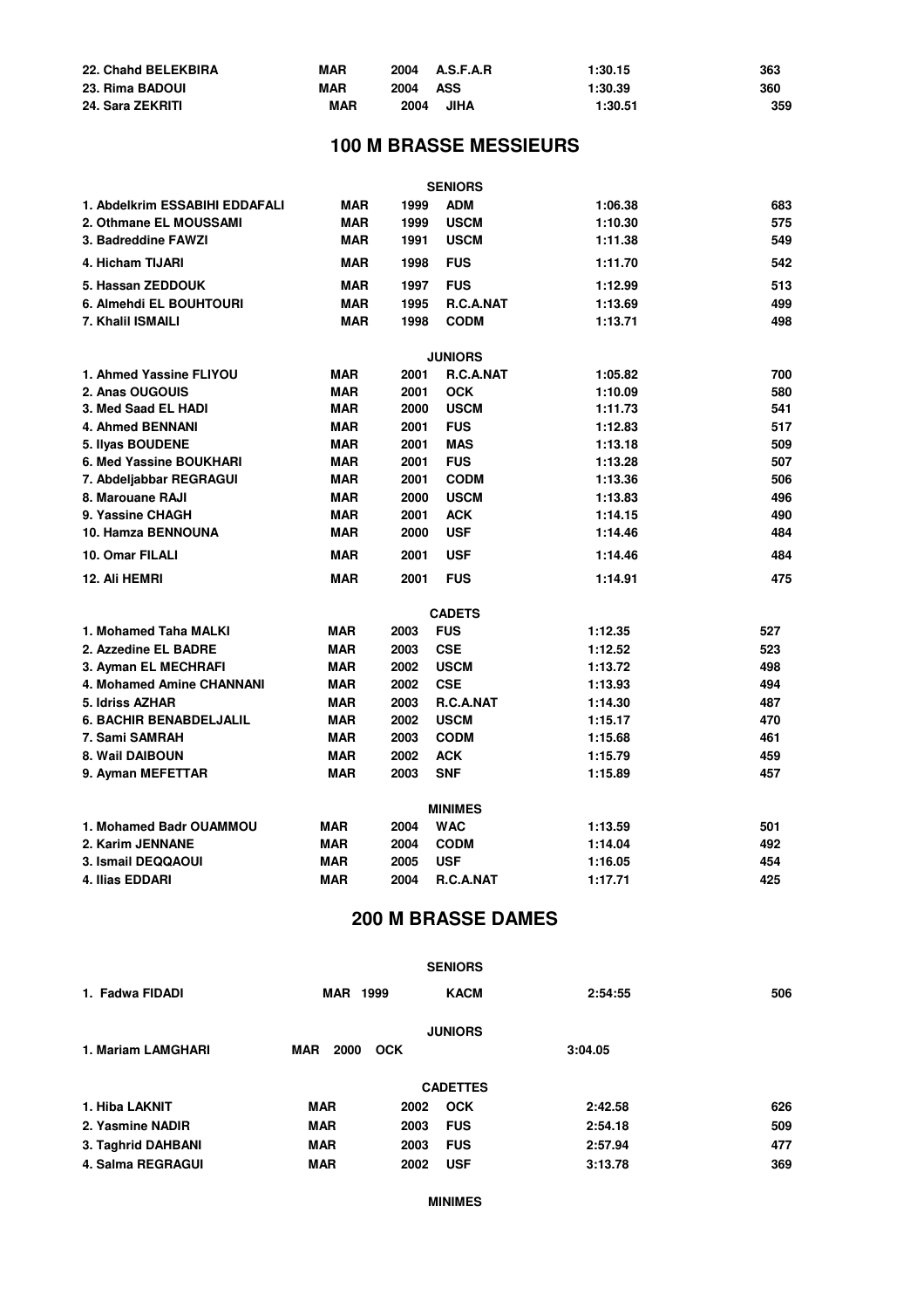| | | | | | |
|---|---|---|---|---|---|
| 22. Chahd BELEKBIRA | MAR | 2004 | A.S.F.A.R | 1:30.15 | 363 |
| 23. Rima BADOUI | MAR | 2004 | ASS | 1:30.39 | 360 |
| 24. Sara ZEKRITI | MAR | 2004 | JIHA | 1:30.51 | 359 |

## 100 M BRASSE MESSIEURS

**SENIORS**

| | | | | | |
|---|---|---|---|---|---|
| 1. Abdelkrim ESSABIHI EDDAFALI | MAR | 1999 | ADM | 1:06.38 | 683 |
| 2. Othmane EL MOUSSAMI | MAR | 1999 | USCM | 1:10.30 | 575 |
| 3. Badreddine FAWZI | MAR | 1991 | USCM | 1:11.38 | 549 |
| 4. Hicham TIJARI | MAR | 1998 | FUS | 1:11.70 | 542 |
| 5. Hassan ZEDDOUK | MAR | 1997 | FUS | 1:12.99 | 513 |
| 6. Almehdi EL BOUHTOURI | MAR | 1995 | R.C.A.NAT | 1:13.69 | 499 |
| 7. Khalil ISMAILI | MAR | 1998 | CODM | 1:13.71 | 498 |

**JUNIORS**

| | | | | | |
|---|---|---|---|---|---|
| 1. Ahmed Yassine FLIYOU | MAR | 2001 | R.C.A.NAT | 1:05.82 | 700 |
| 2. Anas OUGOUIS | MAR | 2001 | OCK | 1:10.09 | 580 |
| 3. Med Saad EL HADI | MAR | 2000 | USCM | 1:11.73 | 541 |
| 4. Ahmed BENNANI | MAR | 2001 | FUS | 1:12.83 | 517 |
| 5. Ilyas BOUDENE | MAR | 2001 | MAS | 1:13.18 | 509 |
| 6. Med Yassine BOUKHARI | MAR | 2001 | FUS | 1:13.28 | 507 |
| 7. Abdeljabbar REGRAGUI | MAR | 2001 | CODM | 1:13.36 | 506 |
| 8. Marouane RAJI | MAR | 2000 | USCM | 1:13.83 | 496 |
| 9. Yassine CHAGH | MAR | 2001 | ACK | 1:14.15 | 490 |
| 10. Hamza BENNOUNA | MAR | 2000 | USF | 1:14.46 | 484 |
| 10. Omar FILALI | MAR | 2001 | USF | 1:14.46 | 484 |
| 12. Ali HEMRI | MAR | 2001 | FUS | 1:14.91 | 475 |

**CADETS**

| | | | | | |
|---|---|---|---|---|---|
| 1. Mohamed Taha MALKI | MAR | 2003 | FUS | 1:12.35 | 527 |
| 2. Azzedine EL BADRE | MAR | 2003 | CSE | 1:12.52 | 523 |
| 3. Ayman EL MECHRAFI | MAR | 2002 | USCM | 1:13.72 | 498 |
| 4. Mohamed Amine CHANNANI | MAR | 2002 | CSE | 1:13.93 | 494 |
| 5. Idriss AZHAR | MAR | 2003 | R.C.A.NAT | 1:14.30 | 487 |
| 6. BACHIR BENABDELJALIL | MAR | 2002 | USCM | 1:15.17 | 470 |
| 7. Sami SAMRAH | MAR | 2003 | CODM | 1:15.68 | 461 |
| 8. Wail DAIBOUN | MAR | 2002 | ACK | 1:15.79 | 459 |
| 9. Ayman MEFETTAR | MAR | 2003 | SNF | 1:15.89 | 457 |

**MINIMES**

| | | | | | |
|---|---|---|---|---|---|
| 1. Mohamed Badr OUAMMOU | MAR | 2004 | WAC | 1:13.59 | 501 |
| 2. Karim JENNANE | MAR | 2004 | CODM | 1:14.04 | 492 |
| 3. Ismail DEQQAOUI | MAR | 2005 | USF | 1:16.05 | 454 |
| 4. Ilias EDDARI | MAR | 2004 | R.C.A.NAT | 1:17.71 | 425 |

## 200 M BRASSE DAMES

**SENIORS**

| | | | | | |
|---|---|---|---|---|---|
| 1. Fadwa FIDADI | MAR | 1999 | KACM | 2:54:55 | 506 |

**JUNIORS**

| | | | | | |
|---|---|---|---|---|---|
| 1. Mariam LAMGHARI | MAR | 2000 | OCK | 3:04.05 | |

**CADETTES**

| | | | | | |
|---|---|---|---|---|---|
| 1. Hiba LAKNIT | MAR | 2002 | OCK | 2:42.58 | 626 |
| 2. Yasmine NADIR | MAR | 2003 | FUS | 2:54.18 | 509 |
| 3. Taghrid DAHBANI | MAR | 2003 | FUS | 2:57.94 | 477 |
| 4. Salma REGRAGUI | MAR | 2002 | USF | 3:13.78 | 369 |

**MINIMES**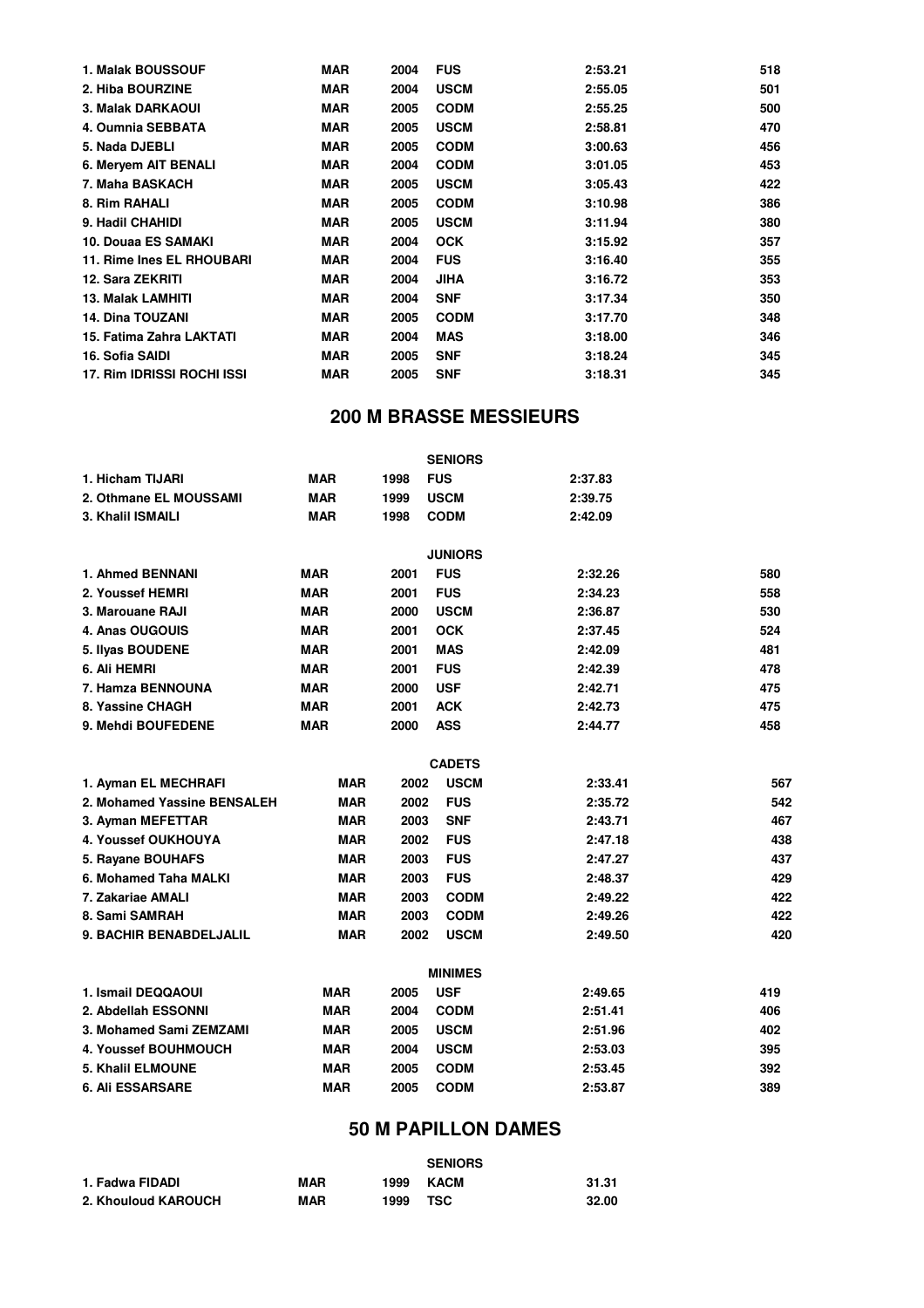| | | | | | |
|---|---|---|---|---|---|
| 1. Malak BOUSSOUF | MAR | 2004 | FUS | 2:53.21 | 518 |
| 2. Hiba BOURZINE | MAR | 2004 | USCM | 2:55.05 | 501 |
| 3. Malak DARKAOUI | MAR | 2005 | CODM | 2:55.25 | 500 |
| 4. Oumnia SEBBATA | MAR | 2005 | USCM | 2:58.81 | 470 |
| 5. Nada DJEBLI | MAR | 2005 | CODM | 3:00.63 | 456 |
| 6. Meryem AIT BENALI | MAR | 2004 | CODM | 3:01.05 | 453 |
| 7. Maha BASKACH | MAR | 2005 | USCM | 3:05.43 | 422 |
| 8. Rim RAHALI | MAR | 2005 | CODM | 3:10.98 | 386 |
| 9. Hadil CHAHIDI | MAR | 2005 | USCM | 3:11.94 | 380 |
| 10. Douaa ES SAMAKI | MAR | 2004 | OCK | 3:15.92 | 357 |
| 11. Rime Ines EL RHOUBARI | MAR | 2004 | FUS | 3:16.40 | 355 |
| 12. Sara ZEKRITI | MAR | 2004 | JIHA | 3:16.72 | 353 |
| 13. Malak LAMHITI | MAR | 2004 | SNF | 3:17.34 | 350 |
| 14. Dina TOUZANI | MAR | 2005 | CODM | 3:17.70 | 348 |
| 15. Fatima Zahra LAKTATI | MAR | 2004 | MAS | 3:18.00 | 346 |
| 16. Sofia SAIDI | MAR | 2005 | SNF | 3:18.24 | 345 |
| 17. Rim IDRISSI ROCHI ISSI | MAR | 2005 | SNF | 3:18.31 | 345 |

## 200 M BRASSE MESSIEURS

**SENIORS**

| | | | | | |
|---|---|---|---|---|---|
| 1. Hicham TIJARI | MAR | 1998 | FUS | 2:37.83 | |
| 2. Othmane EL MOUSSAMI | MAR | 1999 | USCM | 2:39.75 | |
| 3. Khalil ISMAILI | MAR | 1998 | CODM | 2:42.09 | |

**JUNIORS**

| | | | | | |
|---|---|---|---|---|---|
| 1. Ahmed BENNANI | MAR | 2001 | FUS | 2:32.26 | 580 |
| 2. Youssef HEMRI | MAR | 2001 | FUS | 2:34.23 | 558 |
| 3. Marouane RAJI | MAR | 2000 | USCM | 2:36.87 | 530 |
| 4. Anas OUGOUIS | MAR | 2001 | OCK | 2:37.45 | 524 |
| 5. Ilyas BOUDENE | MAR | 2001 | MAS | 2:42.09 | 481 |
| 6. Ali HEMRI | MAR | 2001 | FUS | 2:42.39 | 478 |
| 7. Hamza BENNOUNA | MAR | 2000 | USF | 2:42.71 | 475 |
| 8. Yassine CHAGH | MAR | 2001 | ACK | 2:42.73 | 475 |
| 9. Mehdi BOUFEDENE | MAR | 2000 | ASS | 2:44.77 | 458 |

**CADETS**

| | | | | | |
|---|---|---|---|---|---|
| 1. Ayman EL MECHRAFI | MAR | 2002 | USCM | 2:33.41 | 567 |
| 2. Mohamed Yassine BENSALEH | MAR | 2002 | FUS | 2:35.72 | 542 |
| 3. Ayman MEFETTAR | MAR | 2003 | SNF | 2:43.71 | 467 |
| 4. Youssef OUKHOUYA | MAR | 2002 | FUS | 2:47.18 | 438 |
| 5. Rayane BOUHAFS | MAR | 2003 | FUS | 2:47.27 | 437 |
| 6. Mohamed Taha MALKI | MAR | 2003 | FUS | 2:48.37 | 429 |
| 7. Zakariae AMALI | MAR | 2003 | CODM | 2:49.22 | 422 |
| 8. Sami SAMRAH | MAR | 2003 | CODM | 2:49.26 | 422 |
| 9. BACHIR BENABDELJALIL | MAR | 2002 | USCM | 2:49.50 | 420 |

**MINIMES**

| | | | | | |
|---|---|---|---|---|---|
| 1. Ismail DEQQAOUI | MAR | 2005 | USF | 2:49.65 | 419 |
| 2. Abdellah ESSONNI | MAR | 2004 | CODM | 2:51.41 | 406 |
| 3. Mohamed Sami ZEMZAMI | MAR | 2005 | USCM | 2:51.96 | 402 |
| 4. Youssef BOUHMOUCH | MAR | 2004 | USCM | 2:53.03 | 395 |
| 5. Khalil ELMOUNE | MAR | 2005 | CODM | 2:53.45 | 392 |
| 6. Ali ESSARSARE | MAR | 2005 | CODM | 2:53.87 | 389 |

## 50 M PAPILLON DAMES

**SENIORS**

| | | | | |
|---|---|---|---|---|
| 1. Fadwa FIDADI | MAR | 1999 | KACM | 31.31 |
| 2. Khouloud KAROUCH | MAR | 1999 | TSC | 32.00 |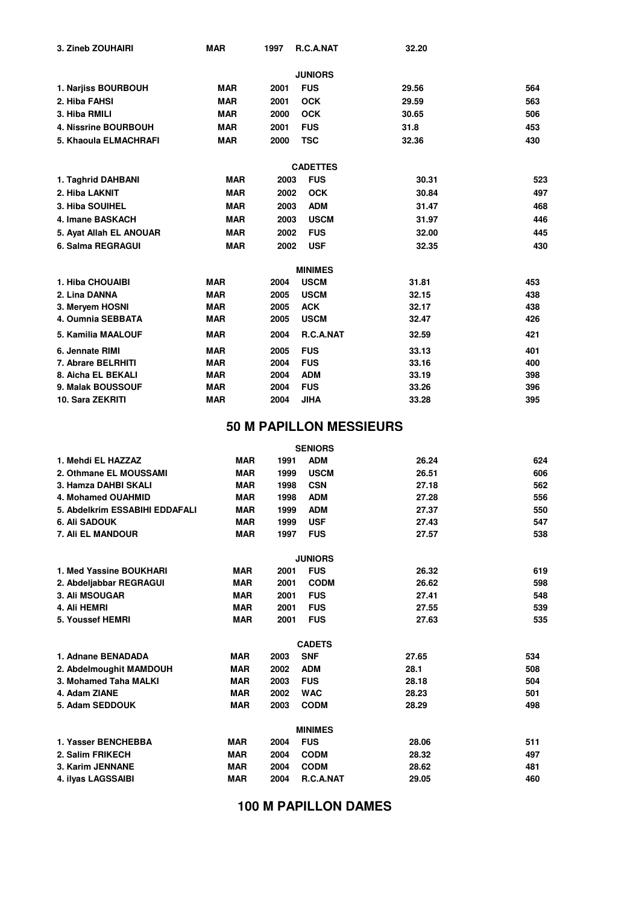| | | | | | |
|---|---|---|---|---|---|
| 3. Zineb ZOUHAIRI | MAR | 1997 | R.C.A.NAT | 32.20 | |

**JUNIORS**

| | | | | | |
|---|---|---|---|---|---|
| 1. Narjiss BOURBOUH | MAR | 2001 | FUS | 29.56 | 564 |
| 2. Hiba FAHSI | MAR | 2001 | OCK | 29.59 | 563 |
| 3. Hiba RMILI | MAR | 2000 | OCK | 30.65 | 506 |
| 4. Nissrine BOURBOUH | MAR | 2001 | FUS | 31.8 | 453 |
| 5. Khaoula ELMACHRAFI | MAR | 2000 | TSC | 32.36 | 430 |

**CADETTES**

| | | | | | |
|---|---|---|---|---|---|
| 1. Taghrid DAHBANI | MAR | 2003 | FUS | 30.31 | 523 |
| 2. Hiba LAKNIT | MAR | 2002 | OCK | 30.84 | 497 |
| 3. Hiba SOUIHEL | MAR | 2003 | ADM | 31.47 | 468 |
| 4. Imane BASKACH | MAR | 2003 | USCM | 31.97 | 446 |
| 5. Ayat Allah EL ANOUAR | MAR | 2002 | FUS | 32.00 | 445 |
| 6. Salma REGRAGUI | MAR | 2002 | USF | 32.35 | 430 |

**MINIMES**

| | | | | | |
|---|---|---|---|---|---|
| 1. Hiba CHOUAIBI | MAR | 2004 | USCM | 31.81 | 453 |
| 2. Lina DANNA | MAR | 2005 | USCM | 32.15 | 438 |
| 3. Meryem HOSNI | MAR | 2005 | ACK | 32.17 | 438 |
| 4. Oumnia SEBBATA | MAR | 2005 | USCM | 32.47 | 426 |
| 5. Kamilia MAALOUF | MAR | 2004 | R.C.A.NAT | 32.59 | 421 |
| 6. Jennate RIMI | MAR | 2005 | FUS | 33.13 | 401 |
| 7. Abrare BELRHITI | MAR | 2004 | FUS | 33.16 | 400 |
| 8. Aicha EL BEKALI | MAR | 2004 | ADM | 33.19 | 398 |
| 9. Malak BOUSSOUF | MAR | 2004 | FUS | 33.26 | 396 |
| 10. Sara ZEKRITI | MAR | 2004 | JIHA | 33.28 | 395 |

## 50 M PAPILLON MESSIEURS

**SENIORS**

| | | | | | |
|---|---|---|---|---|---|
| 1. Mehdi EL HAZZAZ | MAR | 1991 | ADM | 26.24 | 624 |
| 2. Othmane EL MOUSSAMI | MAR | 1999 | USCM | 26.51 | 606 |
| 3. Hamza DAHBI SKALI | MAR | 1998 | CSN | 27.18 | 562 |
| 4. Mohamed OUAHMID | MAR | 1998 | ADM | 27.28 | 556 |
| 5. Abdelkrim ESSABIHI EDDAFALI | MAR | 1999 | ADM | 27.37 | 550 |
| 6. Ali SADOUK | MAR | 1999 | USF | 27.43 | 547 |
| 7. Ali EL MANDOUR | MAR | 1997 | FUS | 27.57 | 538 |

**JUNIORS**

| | | | | | |
|---|---|---|---|---|---|
| 1. Med Yassine BOUKHARI | MAR | 2001 | FUS | 26.32 | 619 |
| 2. Abdeljabbar REGRAGUI | MAR | 2001 | CODM | 26.62 | 598 |
| 3. Ali MSOUGAR | MAR | 2001 | FUS | 27.41 | 548 |
| 4. Ali HEMRI | MAR | 2001 | FUS | 27.55 | 539 |
| 5. Youssef HEMRI | MAR | 2001 | FUS | 27.63 | 535 |

**CADETS**

| | | | | | |
|---|---|---|---|---|---|
| 1. Adnane BENADADA | MAR | 2003 | SNF | 27.65 | 534 |
| 2. Abdelmoughit MAMDOUH | MAR | 2002 | ADM | 28.1 | 508 |
| 3. Mohamed Taha MALKI | MAR | 2003 | FUS | 28.18 | 504 |
| 4. Adam ZIANE | MAR | 2002 | WAC | 28.23 | 501 |
| 5. Adam SEDDOUK | MAR | 2003 | CODM | 28.29 | 498 |

**MINIMES**

| | | | | | |
|---|---|---|---|---|---|
| 1. Yasser BENCHEBBA | MAR | 2004 | FUS | 28.06 | 511 |
| 2. Salim FRIKECH | MAR | 2004 | CODM | 28.32 | 497 |
| 3. Karim JENNANE | MAR | 2004 | CODM | 28.62 | 481 |
| 4. ilyas LAGSSAIBI | MAR | 2004 | R.C.A.NAT | 29.05 | 460 |

## 100 M PAPILLON DAMES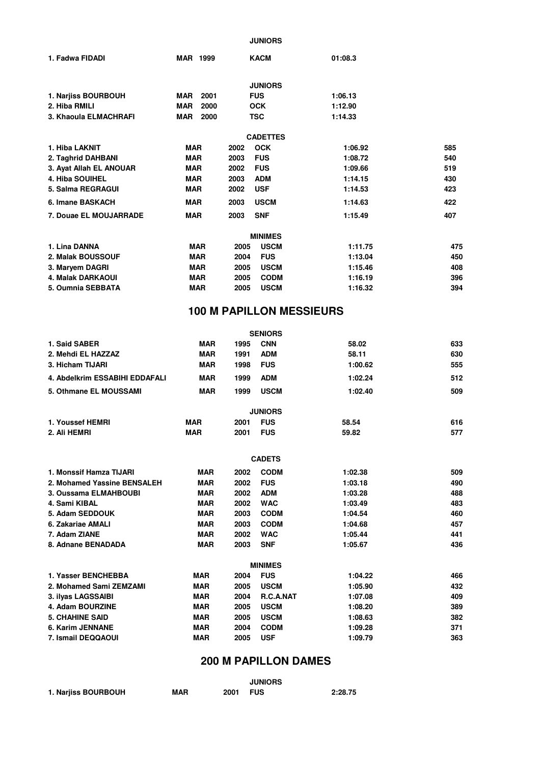**JUNIORS**

| | | | | | |
|---|---|---|---|---|---|
| 1. Fadwa FIDADI | MAR | 1999 | KACM | 01:08.3 | |

**JUNIORS**

| | | | | | |
|---|---|---|---|---|---|
| 1. Narjiss BOURBOUH | MAR | 2001 | FUS | 1:06.13 | |
| 2. Hiba RMILI | MAR | 2000 | OCK | 1:12.90 | |
| 3. Khaoula ELMACHRAFI | MAR | 2000 | TSC | 1:14.33 | |

**CADETTES**

| | | | | | |
|---|---|---|---|---|---|
| 1. Hiba LAKNIT | MAR | 2002 | OCK | 1:06.92 | 585 |
| 2. Taghrid DAHBANI | MAR | 2003 | FUS | 1:08.72 | 540 |
| 3. Ayat Allah EL ANOUAR | MAR | 2002 | FUS | 1:09.66 | 519 |
| 4. Hiba SOUIHEL | MAR | 2003 | ADM | 1:14.15 | 430 |
| 5. Salma REGRAGUI | MAR | 2002 | USF | 1:14.53 | 423 |
| 6. Imane BASKACH | MAR | 2003 | USCM | 1:14.63 | 422 |
| 7. Douae EL MOUJARRADE | MAR | 2003 | SNF | 1:15.49 | 407 |

**MINIMES**

| | | | | | |
|---|---|---|---|---|---|
| 1. Lina DANNA | MAR | 2005 | USCM | 1:11.75 | 475 |
| 2. Malak BOUSSOUF | MAR | 2004 | FUS | 1:13.04 | 450 |
| 3. Maryem DAGRI | MAR | 2005 | USCM | 1:15.46 | 408 |
| 4. Malak DARKAOUI | MAR | 2005 | CODM | 1:16.19 | 396 |
| 5. Oumnia SEBBATA | MAR | 2005 | USCM | 1:16.32 | 394 |

## 100 M PAPILLON MESSIEURS

**SENIORS**

| | | | | | |
|---|---|---|---|---|---|
| 1. Said SABER | MAR | 1995 | CNN | 58.02 | 633 |
| 2. Mehdi EL HAZZAZ | MAR | 1991 | ADM | 58.11 | 630 |
| 3. Hicham TIJARI | MAR | 1998 | FUS | 1:00.62 | 555 |
| 4. Abdelkrim ESSABIHI EDDAFALI | MAR | 1999 | ADM | 1:02.24 | 512 |
| 5. Othmane EL MOUSSAMI | MAR | 1999 | USCM | 1:02.40 | 509 |

**JUNIORS**

| | | | | | |
|---|---|---|---|---|---|
| 1. Youssef HEMRI | MAR | 2001 | FUS | 58.54 | 616 |
| 2. Ali HEMRI | MAR | 2001 | FUS | 59.82 | 577 |

**CADETS**

| | | | | | |
|---|---|---|---|---|---|
| 1. Monssif Hamza TIJARI | MAR | 2002 | CODM | 1:02.38 | 509 |
| 2. Mohamed Yassine BENSALEH | MAR | 2002 | FUS | 1:03.18 | 490 |
| 3. Oussama ELMAHBOUBI | MAR | 2002 | ADM | 1:03.28 | 488 |
| 4. Sami KIBAL | MAR | 2002 | WAC | 1:03.49 | 483 |
| 5. Adam SEDDOUK | MAR | 2003 | CODM | 1:04.54 | 460 |
| 6. Zakariae AMALI | MAR | 2003 | CODM | 1:04.68 | 457 |
| 7. Adam ZIANE | MAR | 2002 | WAC | 1:05.44 | 441 |
| 8. Adnane BENADADA | MAR | 2003 | SNF | 1:05.67 | 436 |

**MINIMES**

| | | | | | |
|---|---|---|---|---|---|
| 1. Yasser BENCHEBBA | MAR | 2004 | FUS | 1:04.22 | 466 |
| 2. Mohamed Sami ZEMZAMI | MAR | 2005 | USCM | 1:05.90 | 432 |
| 3. ilyas LAGSSAIBI | MAR | 2004 | R.C.A.NAT | 1:07.08 | 409 |
| 4. Adam BOURZINE | MAR | 2005 | USCM | 1:08.20 | 389 |
| 5. CHAHINE SAID | MAR | 2005 | USCM | 1:08.63 | 382 |
| 6. Karim JENNANE | MAR | 2004 | CODM | 1:09.28 | 371 |
| 7. Ismail DEQQAOUI | MAR | 2005 | USF | 1:09.79 | 363 |

## 200 M PAPILLON DAMES

**JUNIORS**

| | | | | | |
|---|---|---|---|---|---|
| 1. Narjiss BOURBOUH | MAR | 2001 | FUS | 2:28.75 | |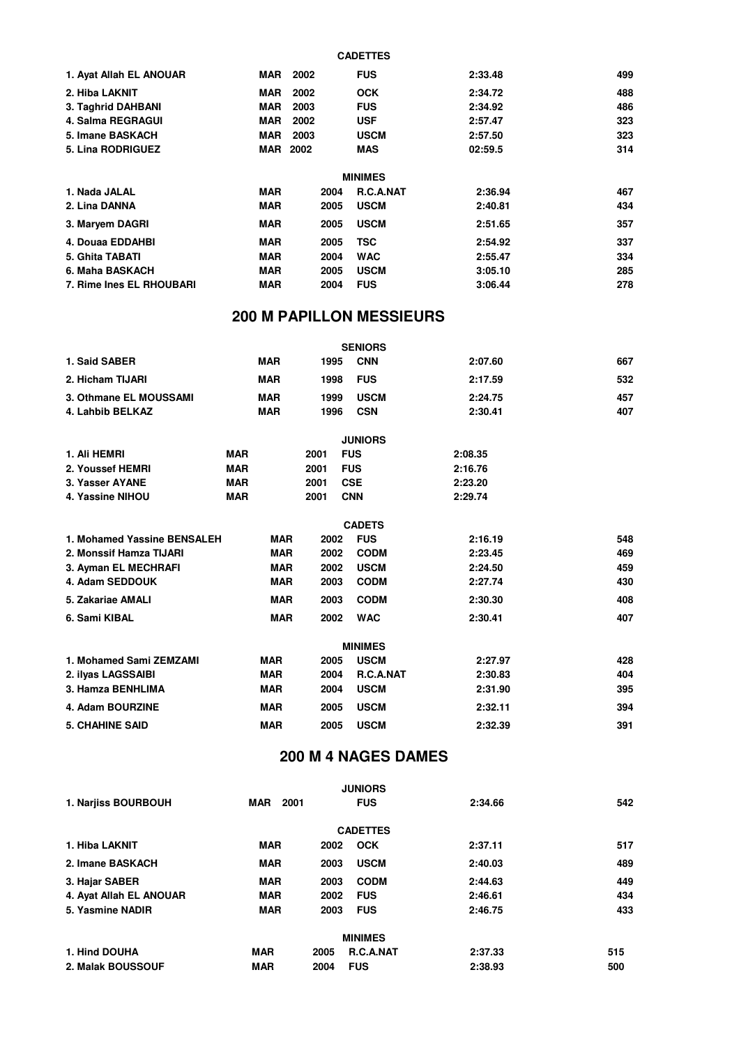### CADETTES

| | | | | | |
|---|---|---|---|---|---|
| 1. Ayat Allah EL ANOUAR | MAR | 2002 | FUS | 2:33.48 | 499 |
| 2. Hiba LAKNIT | MAR | 2002 | OCK | 2:34.72 | 488 |
| 3. Taghrid DAHBANI | MAR | 2003 | FUS | 2:34.92 | 486 |
| 4. Salma REGRAGUI | MAR | 2002 | USF | 2:57.47 | 323 |
| 5. Imane BASKACH | MAR | 2003 | USCM | 2:57.50 | 323 |
| 5. Lina RODRIGUEZ | MAR | 2002 | MAS | 02:59.5 | 314 |

### MINIMES

| | | | | | |
|---|---|---|---|---|---|
| 1. Nada JALAL | MAR | 2004 | R.C.A.NAT | 2:36.94 | 467 |
| 2. Lina DANNA | MAR | 2005 | USCM | 2:40.81 | 434 |
| 3. Maryem DAGRI | MAR | 2005 | USCM | 2:51.65 | 357 |
| 4. Douaa EDDAHBI | MAR | 2005 | TSC | 2:54.92 | 337 |
| 5. Ghita TABATI | MAR | 2004 | WAC | 2:55.47 | 334 |
| 6. Maha BASKACH | MAR | 2005 | USCM | 3:05.10 | 285 |
| 7. Rime Ines EL RHOUBARI | MAR | 2004 | FUS | 3:06.44 | 278 |

## 200 M PAPILLON MESSIEURS

### SENIORS

| | | | | | |
|---|---|---|---|---|---|
| 1. Said SABER | MAR | 1995 | CNN | 2:07.60 | 667 |
| 2. Hicham TIJARI | MAR | 1998 | FUS | 2:17.59 | 532 |
| 3. Othmane EL MOUSSAMI | MAR | 1999 | USCM | 2:24.75 | 457 |
| 4. Lahbib BELKAZ | MAR | 1996 | CSN | 2:30.41 | 407 |

### JUNIORS

| | | | | | |
|---|---|---|---|---|---|
| 1. Ali HEMRI | MAR | 2001 | FUS | 2:08.35 | |
| 2. Youssef HEMRI | MAR | 2001 | FUS | 2:16.76 | |
| 3. Yasser AYANE | MAR | 2001 | CSE | 2:23.20 | |
| 4. Yassine NIHOU | MAR | 2001 | CNN | 2:29.74 | |

### CADETS

| | | | | | |
|---|---|---|---|---|---|
| 1. Mohamed Yassine BENSALEH | MAR | 2002 | FUS | 2:16.19 | 548 |
| 2. Monssif Hamza TIJARI | MAR | 2002 | CODM | 2:23.45 | 469 |
| 3. Ayman EL MECHRAFI | MAR | 2002 | USCM | 2:24.50 | 459 |
| 4. Adam SEDDOUK | MAR | 2003 | CODM | 2:27.74 | 430 |
| 5. Zakariae AMALI | MAR | 2003 | CODM | 2:30.30 | 408 |
| 6. Sami KIBAL | MAR | 2002 | WAC | 2:30.41 | 407 |

### MINIMES

| | | | | | |
|---|---|---|---|---|---|
| 1. Mohamed Sami ZEMZAMI | MAR | 2005 | USCM | 2:27.97 | 428 |
| 2. ilyas LAGSSAIBI | MAR | 2004 | R.C.A.NAT | 2:30.83 | 404 |
| 3. Hamza BENHLIMA | MAR | 2004 | USCM | 2:31.90 | 395 |
| 4. Adam BOURZINE | MAR | 2005 | USCM | 2:32.11 | 394 |
| 5. CHAHINE SAID | MAR | 2005 | USCM | 2:32.39 | 391 |

## 200 M 4 NAGES DAMES

### JUNIORS

| | | | | | |
|---|---|---|---|---|---|
| 1. Narjiss BOURBOUH | MAR | 2001 | FUS | 2:34.66 | 542 |

### CADETTES

| | | | | | |
|---|---|---|---|---|---|
| 1. Hiba LAKNIT | MAR | 2002 | OCK | 2:37.11 | 517 |
| 2. Imane BASKACH | MAR | 2003 | USCM | 2:40.03 | 489 |
| 3. Hajar SABER | MAR | 2003 | CODM | 2:44.63 | 449 |
| 4. Ayat Allah EL ANOUAR | MAR | 2002 | FUS | 2:46.61 | 434 |
| 5. Yasmine NADIR | MAR | 2003 | FUS | 2:46.75 | 433 |

### MINIMES

| | | | | | |
|---|---|---|---|---|---|
| 1. Hind DOUHA | MAR | 2005 | R.C.A.NAT | 2:37.33 | 515 |
| 2. Malak BOUSSOUF | MAR | 2004 | FUS | 2:38.93 | 500 |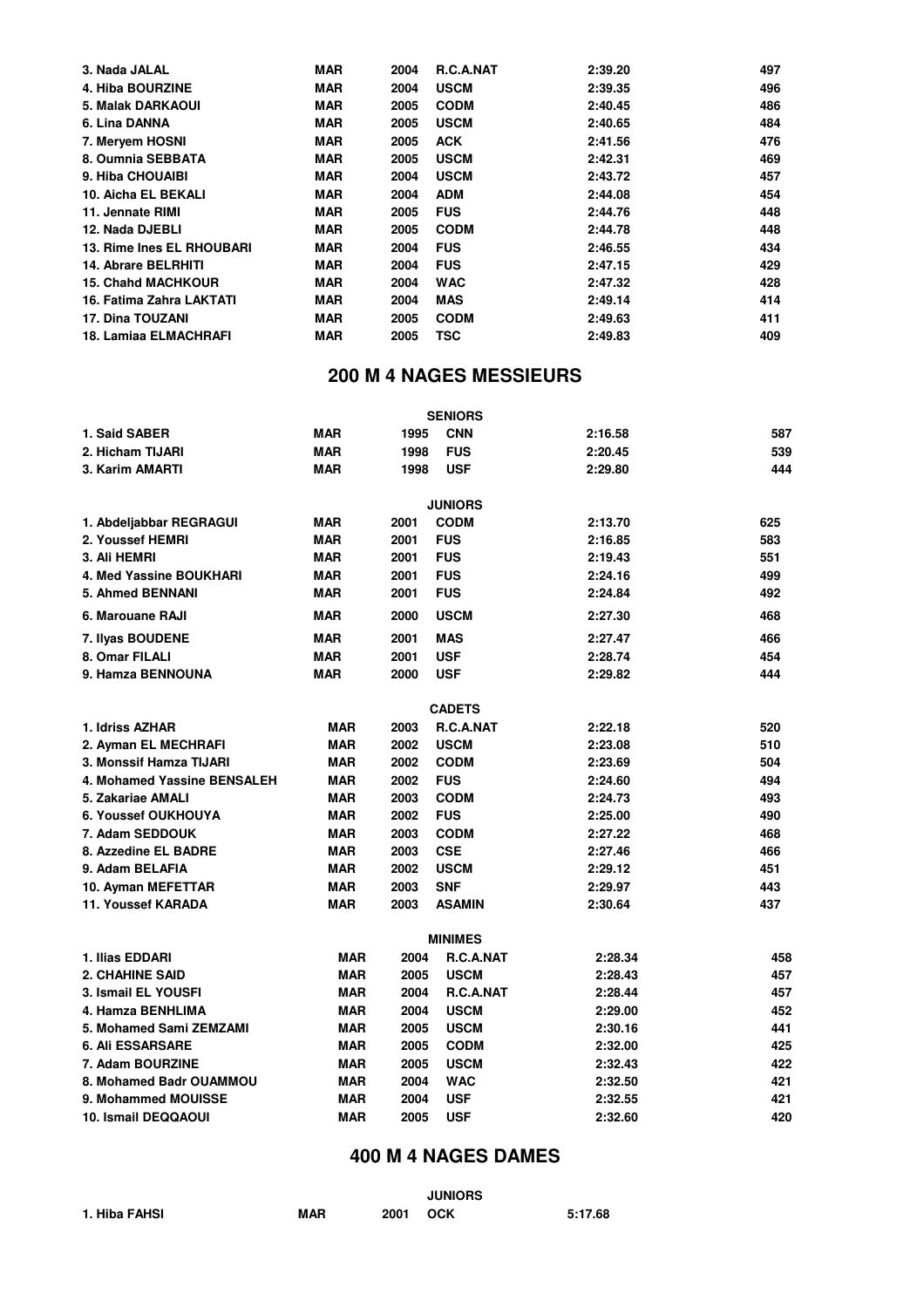| | | | | | |
|---|---|---|---|---|---|
| 3. Nada JALAL | MAR | 2004 | R.C.A.NAT | 2:39.20 | 497 |
| 4. Hiba BOURZINE | MAR | 2004 | USCM | 2:39.35 | 496 |
| 5. Malak DARKAOUI | MAR | 2005 | CODM | 2:40.45 | 486 |
| 6. Lina DANNA | MAR | 2005 | USCM | 2:40.65 | 484 |
| 7. Meryem HOSNI | MAR | 2005 | ACK | 2:41.56 | 476 |
| 8. Oumnia SEBBATA | MAR | 2005 | USCM | 2:42.31 | 469 |
| 9. Hiba CHOUAIBI | MAR | 2004 | USCM | 2:43.72 | 457 |
| 10. Aicha EL BEKALI | MAR | 2004 | ADM | 2:44.08 | 454 |
| 11. Jennate RIMI | MAR | 2005 | FUS | 2:44.76 | 448 |
| 12. Nada DJEBLI | MAR | 2005 | CODM | 2:44.78 | 448 |
| 13. Rime Ines EL RHOUBARI | MAR | 2004 | FUS | 2:46.55 | 434 |
| 14. Abrare BELRHITI | MAR | 2004 | FUS | 2:47.15 | 429 |
| 15. Chahd MACHKOUR | MAR | 2004 | WAC | 2:47.32 | 428 |
| 16. Fatima Zahra LAKTATI | MAR | 2004 | MAS | 2:49.14 | 414 |
| 17. Dina TOUZANI | MAR | 2005 | CODM | 2:49.63 | 411 |
| 18. Lamiaa ELMACHRAFI | MAR | 2005 | TSC | 2:49.83 | 409 |

## 200 M 4 NAGES MESSIEURS

**SENIORS**

| | | | | | |
|---|---|---|---|---|---|
| 1. Said SABER | MAR | 1995 | CNN | 2:16.58 | 587 |
| 2. Hicham TIJARI | MAR | 1998 | FUS | 2:20.45 | 539 |
| 3. Karim AMARTI | MAR | 1998 | USF | 2:29.80 | 444 |

**JUNIORS**

| | | | | | |
|---|---|---|---|---|---|
| 1. Abdeljabbar REGRAGUI | MAR | 2001 | CODM | 2:13.70 | 625 |
| 2. Youssef HEMRI | MAR | 2001 | FUS | 2:16.85 | 583 |
| 3. Ali HEMRI | MAR | 2001 | FUS | 2:19.43 | 551 |
| 4. Med Yassine BOUKHARI | MAR | 2001 | FUS | 2:24.16 | 499 |
| 5. Ahmed BENNANI | MAR | 2001 | FUS | 2:24.84 | 492 |
| 6. Marouane RAJI | MAR | 2000 | USCM | 2:27.30 | 468 |
| 7. Ilyas BOUDENE | MAR | 2001 | MAS | 2:27.47 | 466 |
| 8. Omar FILALI | MAR | 2001 | USF | 2:28.74 | 454 |
| 9. Hamza BENNOUNA | MAR | 2000 | USF | 2:29.82 | 444 |

**CADETS**

| | | | | | |
|---|---|---|---|---|---|
| 1. Idriss AZHAR | MAR | 2003 | R.C.A.NAT | 2:22.18 | 520 |
| 2. Ayman EL MECHRAFI | MAR | 2002 | USCM | 2:23.08 | 510 |
| 3. Monssif Hamza TIJARI | MAR | 2002 | CODM | 2:23.69 | 504 |
| 4. Mohamed Yassine BENSALEH | MAR | 2002 | FUS | 2:24.60 | 494 |
| 5. Zakariae AMALI | MAR | 2003 | CODM | 2:24.73 | 493 |
| 6. Youssef OUKHOUYA | MAR | 2002 | FUS | 2:25.00 | 490 |
| 7. Adam SEDDOUK | MAR | 2003 | CODM | 2:27.22 | 468 |
| 8. Azzedine EL BADRE | MAR | 2003 | CSE | 2:27.46 | 466 |
| 9. Adam BELAFIA | MAR | 2002 | USCM | 2:29.12 | 451 |
| 10. Ayman MEFETTAR | MAR | 2003 | SNF | 2:29.97 | 443 |
| 11. Youssef KARADA | MAR | 2003 | ASAMIN | 2:30.64 | 437 |

**MINIMES**

| | | | | | |
|---|---|---|---|---|---|
| 1. Ilias EDDARI | MAR | 2004 | R.C.A.NAT | 2:28.34 | 458 |
| 2. CHAHINE SAID | MAR | 2005 | USCM | 2:28.43 | 457 |
| 3. Ismail EL YOUSFI | MAR | 2004 | R.C.A.NAT | 2:28.44 | 457 |
| 4. Hamza BENHLIMA | MAR | 2004 | USCM | 2:29.00 | 452 |
| 5. Mohamed Sami ZEMZAMI | MAR | 2005 | USCM | 2:30.16 | 441 |
| 6. Ali ESSARSARE | MAR | 2005 | CODM | 2:32.00 | 425 |
| 7. Adam BOURZINE | MAR | 2005 | USCM | 2:32.43 | 422 |
| 8. Mohamed Badr OUAMMOU | MAR | 2004 | WAC | 2:32.50 | 421 |
| 9. Mohammed MOUISSE | MAR | 2004 | USF | 2:32.55 | 421 |
| 10. Ismail DEQQAOUI | MAR | 2005 | USF | 2:32.60 | 420 |

## 400 M 4 NAGES DAMES

**JUNIORS**

| | | | | | |
|---|---|---|---|---|---|
| 1. Hiba FAHSI | MAR | 2001 | OCK | 5:17.68 | |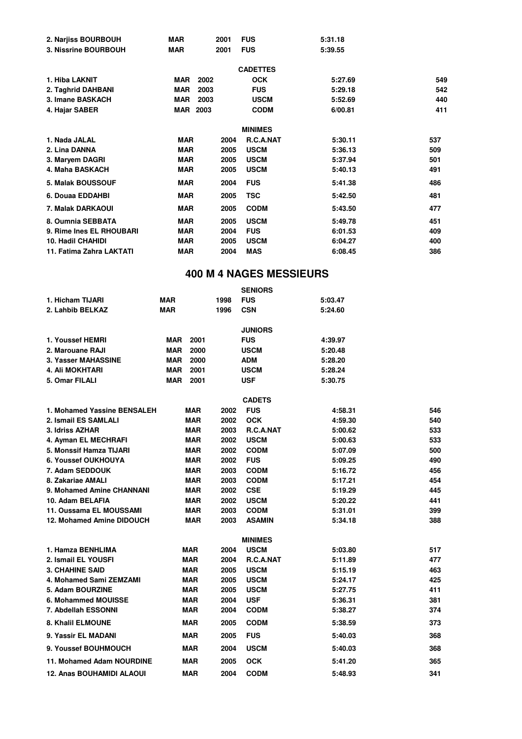| | | | | | |
|---|---|---|---|---|---|
| 2. Narjiss BOURBOUH | MAR | 2001 | FUS | 5:31.18 | |
| 3. Nissrine BOURBOUH | MAR | 2001 | FUS | 5:39.55 | |

**CADETTES**

| | | | | | |
|---|---|---|---|---|---|
| 1. Hiba LAKNIT | MAR | 2002 | OCK | 5:27.69 | 549 |
| 2. Taghrid DAHBANI | MAR | 2003 | FUS | 5:29.18 | 542 |
| 3. Imane BASKACH | MAR | 2003 | USCM | 5:52.69 | 440 |
| 4. Hajar SABER | MAR | 2003 | CODM | 6/00.81 | 411 |

**MINIMES**

| | | | | | |
|---|---|---|---|---|---|
| 1. Nada JALAL | MAR | 2004 | R.C.A.NAT | 5:30.11 | 537 |
| 2. Lina DANNA | MAR | 2005 | USCM | 5:36.13 | 509 |
| 3. Maryem DAGRI | MAR | 2005 | USCM | 5:37.94 | 501 |
| 4. Maha BASKACH | MAR | 2005 | USCM | 5:40.13 | 491 |
| 5. Malak BOUSSOUF | MAR | 2004 | FUS | 5:41.38 | 486 |
| 6. Douaa EDDAHBI | MAR | 2005 | TSC | 5:42.50 | 481 |
| 7. Malak DARKAOUI | MAR | 2005 | CODM | 5:43.50 | 477 |
| 8. Oumnia SEBBATA | MAR | 2005 | USCM | 5:49.78 | 451 |
| 9. Rime Ines EL RHOUBARI | MAR | 2004 | FUS | 6:01.53 | 409 |
| 10. Hadil CHAHIDI | MAR | 2005 | USCM | 6:04.27 | 400 |
| 11. Fatima Zahra LAKTATI | MAR | 2004 | MAS | 6:08.45 | 386 |

## 400 M 4 NAGES MESSIEURS

**SENIORS**

| | | | | |
|---|---|---|---|---|
| 1. Hicham TIJARI | MAR | 1998 | FUS | 5:03.47 |
| 2. Lahbib BELKAZ | MAR | 1996 | CSN | 5:24.60 |

**JUNIORS**

| | | | | |
|---|---|---|---|---|
| 1. Youssef HEMRI | MAR | 2001 | FUS | 4:39.97 |
| 2. Marouane RAJI | MAR | 2000 | USCM | 5:20.48 |
| 3. Yasser MAHASSINE | MAR | 2000 | ADM | 5:28.20 |
| 4. Ali MOKHTARI | MAR | 2001 | USCM | 5:28.24 |
| 5. Omar FILALI | MAR | 2001 | USF | 5:30.75 |

**CADETS**

| | | | | | |
|---|---|---|---|---|---|
| 1. Mohamed Yassine BENSALEH | MAR | 2002 | FUS | 4:58.31 | 546 |
| 2. Ismail ES SAMLALI | MAR | 2002 | OCK | 4:59.30 | 540 |
| 3. Idriss AZHAR | MAR | 2003 | R.C.A.NAT | 5:00.62 | 533 |
| 4. Ayman EL MECHRAFI | MAR | 2002 | USCM | 5:00.63 | 533 |
| 5. Monssif Hamza TIJARI | MAR | 2002 | CODM | 5:07.09 | 500 |
| 6. Youssef OUKHOUYA | MAR | 2002 | FUS | 5:09.25 | 490 |
| 7. Adam SEDDOUK | MAR | 2003 | CODM | 5:16.72 | 456 |
| 8. Zakariae AMALI | MAR | 2003 | CODM | 5:17.21 | 454 |
| 9. Mohamed Amine CHANNANI | MAR | 2002 | CSE | 5:19.29 | 445 |
| 10. Adam BELAFIA | MAR | 2002 | USCM | 5:20.22 | 441 |
| 11. Oussama EL MOUSSAMI | MAR | 2003 | CODM | 5:31.01 | 399 |
| 12. Mohamed Amine DIDOUCH | MAR | 2003 | ASAMIN | 5:34.18 | 388 |

**MINIMES**

| | | | | | |
|---|---|---|---|---|---|
| 1. Hamza BENHLIMA | MAR | 2004 | USCM | 5:03.80 | 517 |
| 2. Ismail EL YOUSFI | MAR | 2004 | R.C.A.NAT | 5:11.89 | 477 |
| 3. CHAHINE SAID | MAR | 2005 | USCM | 5:15.19 | 463 |
| 4. Mohamed Sami ZEMZAMI | MAR | 2005 | USCM | 5:24.17 | 425 |
| 5. Adam BOURZINE | MAR | 2005 | USCM | 5:27.75 | 411 |
| 6. Mohammed MOUISSE | MAR | 2004 | USF | 5:36.31 | 381 |
| 7. Abdellah ESSONNI | MAR | 2004 | CODM | 5:38.27 | 374 |
| 8. Khalil ELMOUNE | MAR | 2005 | CODM | 5:38.59 | 373 |
| 9. Yassir EL MADANI | MAR | 2005 | FUS | 5:40.03 | 368 |
| 9. Youssef BOUHMOUCH | MAR | 2004 | USCM | 5:40.03 | 368 |
| 11. Mohamed Adam NOURDINE | MAR | 2005 | OCK | 5:41.20 | 365 |
| 12. Anas BOUHAMIDI ALAOUI | MAR | 2004 | CODM | 5:48.93 | 341 |